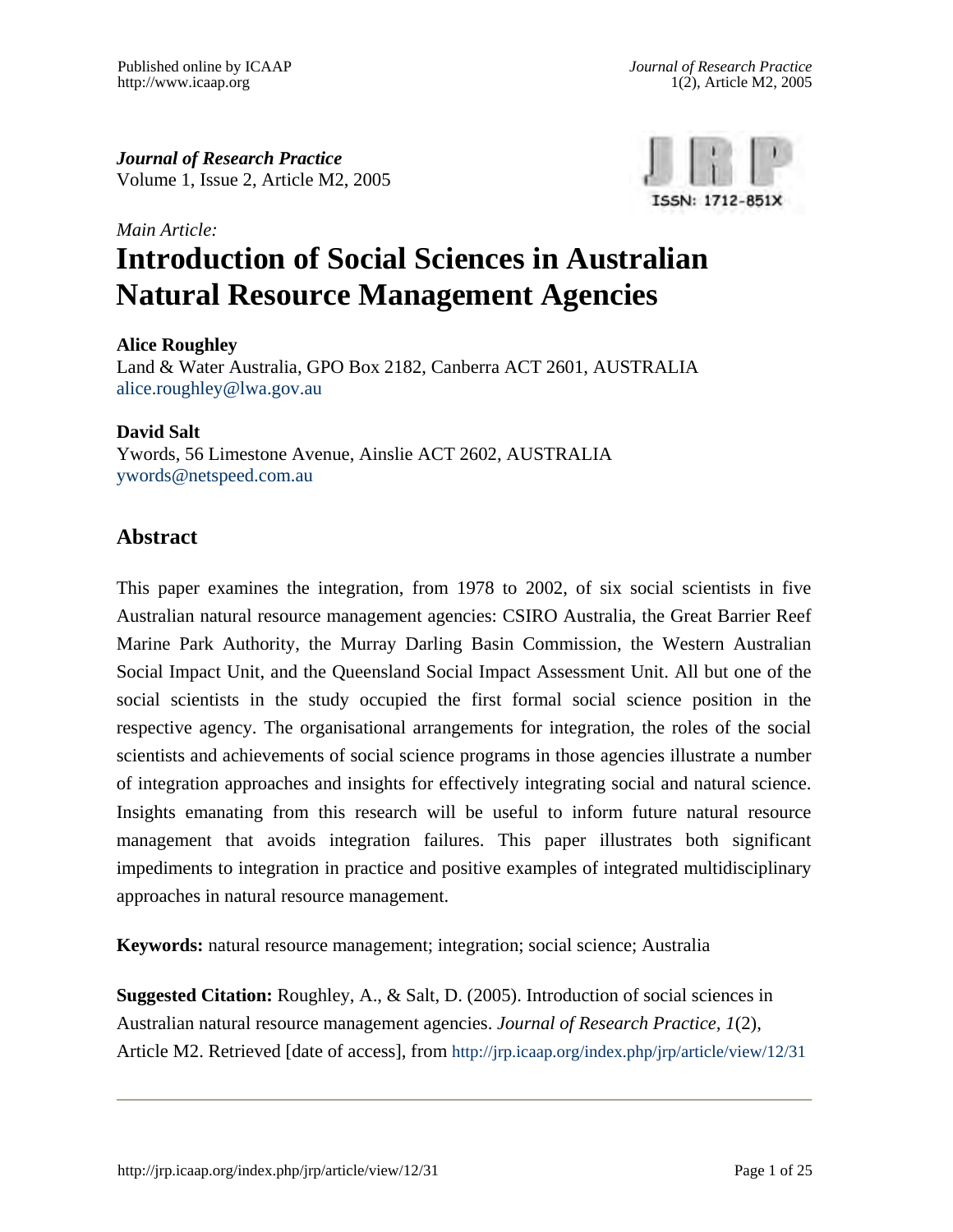*Journal of Research Practice*
Volume 1, Issue 2, Article M2, 2005

*Main Article:*

# Introduction of Social Sciences in Australian Natural Resource Management Agencies

**Alice Roughley**
Land & Water Australia, GPO Box 2182, Canberra ACT 2601, AUSTRALIA
alice.roughley@lwa.gov.au

**David Salt**
Ywords, 56 Limestone Avenue, Ainslie ACT 2602, AUSTRALIA
ywords@netspeed.com.au

## Abstract

This paper examines the integration, from 1978 to 2002, of six social scientists in five Australian natural resource management agencies: CSIRO Australia, the Great Barrier Reef Marine Park Authority, the Murray Darling Basin Commission, the Western Australian Social Impact Unit, and the Queensland Social Impact Assessment Unit. All but one of the social scientists in the study occupied the first formal social science position in the respective agency. The organisational arrangements for integration, the roles of the social scientists and achievements of social science programs in those agencies illustrate a number of integration approaches and insights for effectively integrating social and natural science. Insights emanating from this research will be useful to inform future natural resource management that avoids integration failures. This paper illustrates both significant impediments to integration in practice and positive examples of integrated multidisciplinary approaches in natural resource management.

**Keywords:** natural resource management; integration; social science; Australia

**Suggested Citation:** Roughley, A., & Salt, D. (2005). Introduction of social sciences in Australian natural resource management agencies. *Journal of Research Practice, 1*(2), Article M2. Retrieved [date of access], from http://jrp.icaap.org/index.php/jrp/article/view/12/31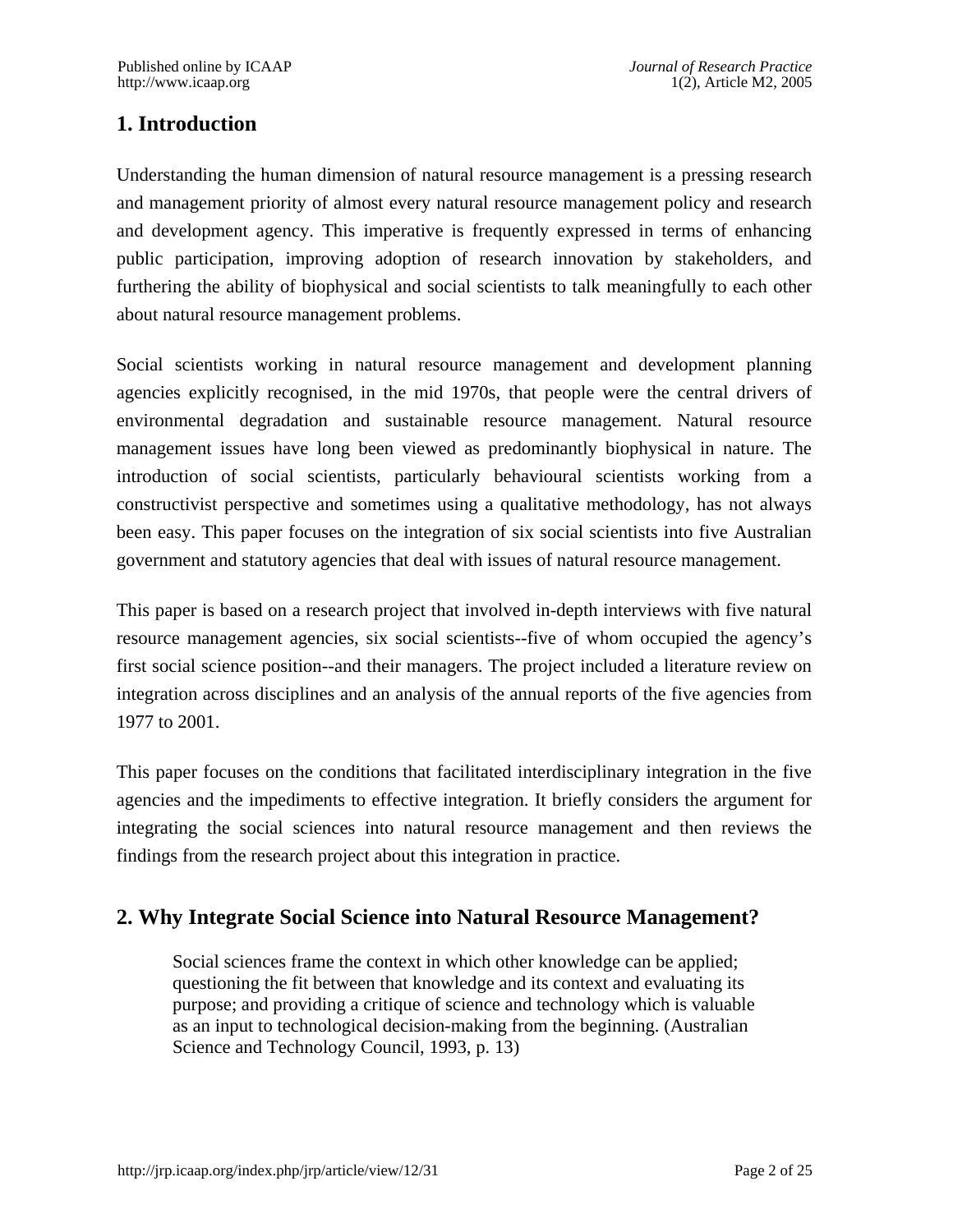## 1. Introduction

Understanding the human dimension of natural resource management is a pressing research and management priority of almost every natural resource management policy and research and development agency. This imperative is frequently expressed in terms of enhancing public participation, improving adoption of research innovation by stakeholders, and furthering the ability of biophysical and social scientists to talk meaningfully to each other about natural resource management problems.

Social scientists working in natural resource management and development planning agencies explicitly recognised, in the mid 1970s, that people were the central drivers of environmental degradation and sustainable resource management. Natural resource management issues have long been viewed as predominantly biophysical in nature. The introduction of social scientists, particularly behavioural scientists working from a constructivist perspective and sometimes using a qualitative methodology, has not always been easy. This paper focuses on the integration of six social scientists into five Australian government and statutory agencies that deal with issues of natural resource management.

This paper is based on a research project that involved in-depth interviews with five natural resource management agencies, six social scientists--five of whom occupied the agency's first social science position--and their managers. The project included a literature review on integration across disciplines and an analysis of the annual reports of the five agencies from 1977 to 2001.

This paper focuses on the conditions that facilitated interdisciplinary integration in the five agencies and the impediments to effective integration. It briefly considers the argument for integrating the social sciences into natural resource management and then reviews the findings from the research project about this integration in practice.

## 2. Why Integrate Social Science into Natural Resource Management?

> Social sciences frame the context in which other knowledge can be applied; questioning the fit between that knowledge and its context and evaluating its purpose; and providing a critique of science and technology which is valuable as an input to technological decision-making from the beginning. (Australian Science and Technology Council, 1993, p. 13)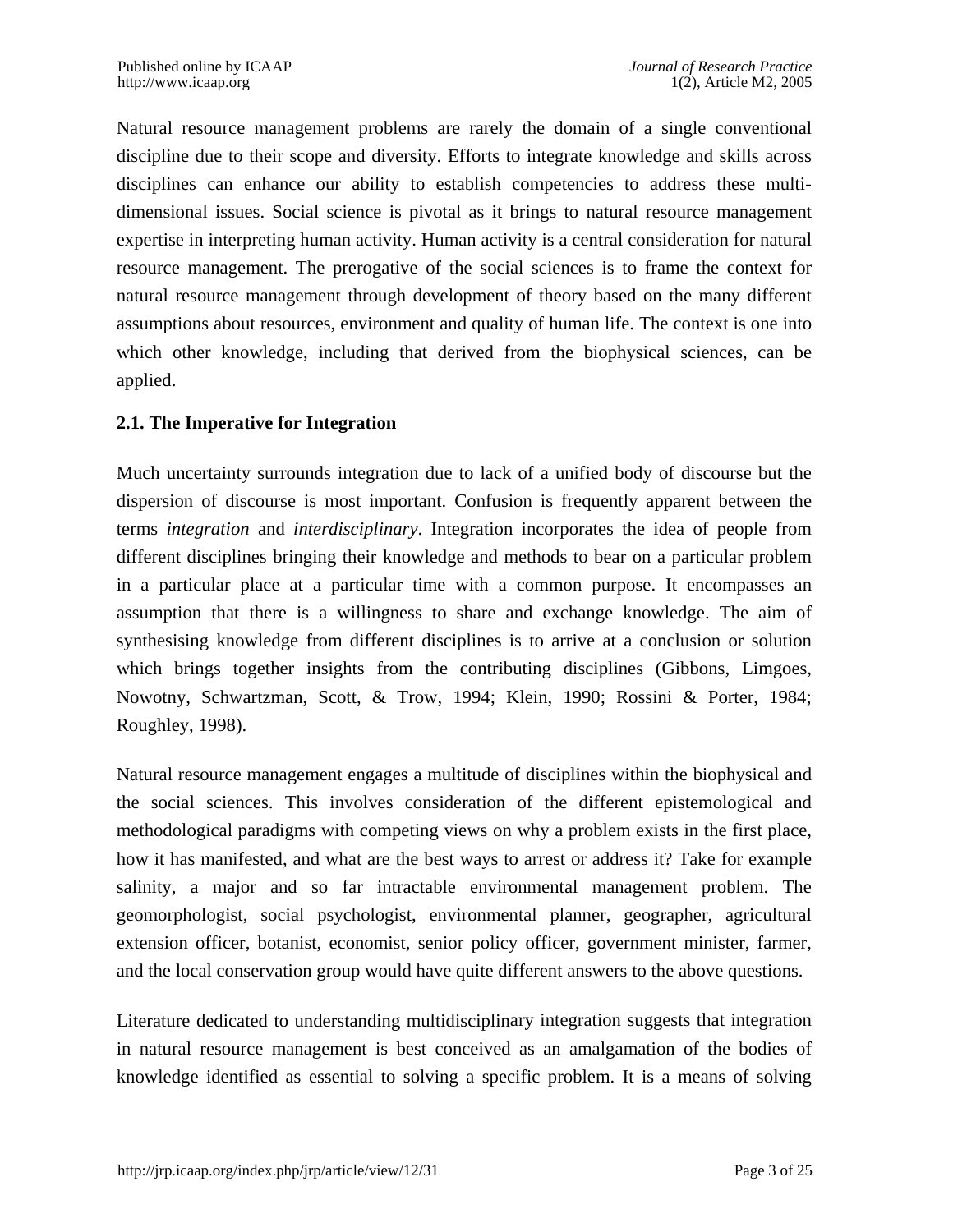Natural resource management problems are rarely the domain of a single conventional discipline due to their scope and diversity. Efforts to integrate knowledge and skills across disciplines can enhance our ability to establish competencies to address these multi-dimensional issues. Social science is pivotal as it brings to natural resource management expertise in interpreting human activity. Human activity is a central consideration for natural resource management. The prerogative of the social sciences is to frame the context for natural resource management through development of theory based on the many different assumptions about resources, environment and quality of human life. The context is one into which other knowledge, including that derived from the biophysical sciences, can be applied.

### 2.1. The Imperative for Integration

Much uncertainty surrounds integration due to lack of a unified body of discourse but the dispersion of discourse is most important. Confusion is frequently apparent between the terms *integration* and *interdisciplinary*. Integration incorporates the idea of people from different disciplines bringing their knowledge and methods to bear on a particular problem in a particular place at a particular time with a common purpose. It encompasses an assumption that there is a willingness to share and exchange knowledge. The aim of synthesising knowledge from different disciplines is to arrive at a conclusion or solution which brings together insights from the contributing disciplines (Gibbons, Limgoes, Nowotny, Schwartzman, Scott, & Trow, 1994; Klein, 1990; Rossini & Porter, 1984; Roughley, 1998).

Natural resource management engages a multitude of disciplines within the biophysical and the social sciences. This involves consideration of the different epistemological and methodological paradigms with competing views on why a problem exists in the first place, how it has manifested, and what are the best ways to arrest or address it? Take for example salinity, a major and so far intractable environmental management problem. The geomorphologist, social psychologist, environmental planner, geographer, agricultural extension officer, botanist, economist, senior policy officer, government minister, farmer, and the local conservation group would have quite different answers to the above questions.

Literature dedicated to understanding multidisciplinary integration suggests that integration in natural resource management is best conceived as an amalgamation of the bodies of knowledge identified as essential to solving a specific problem. It is a means of solving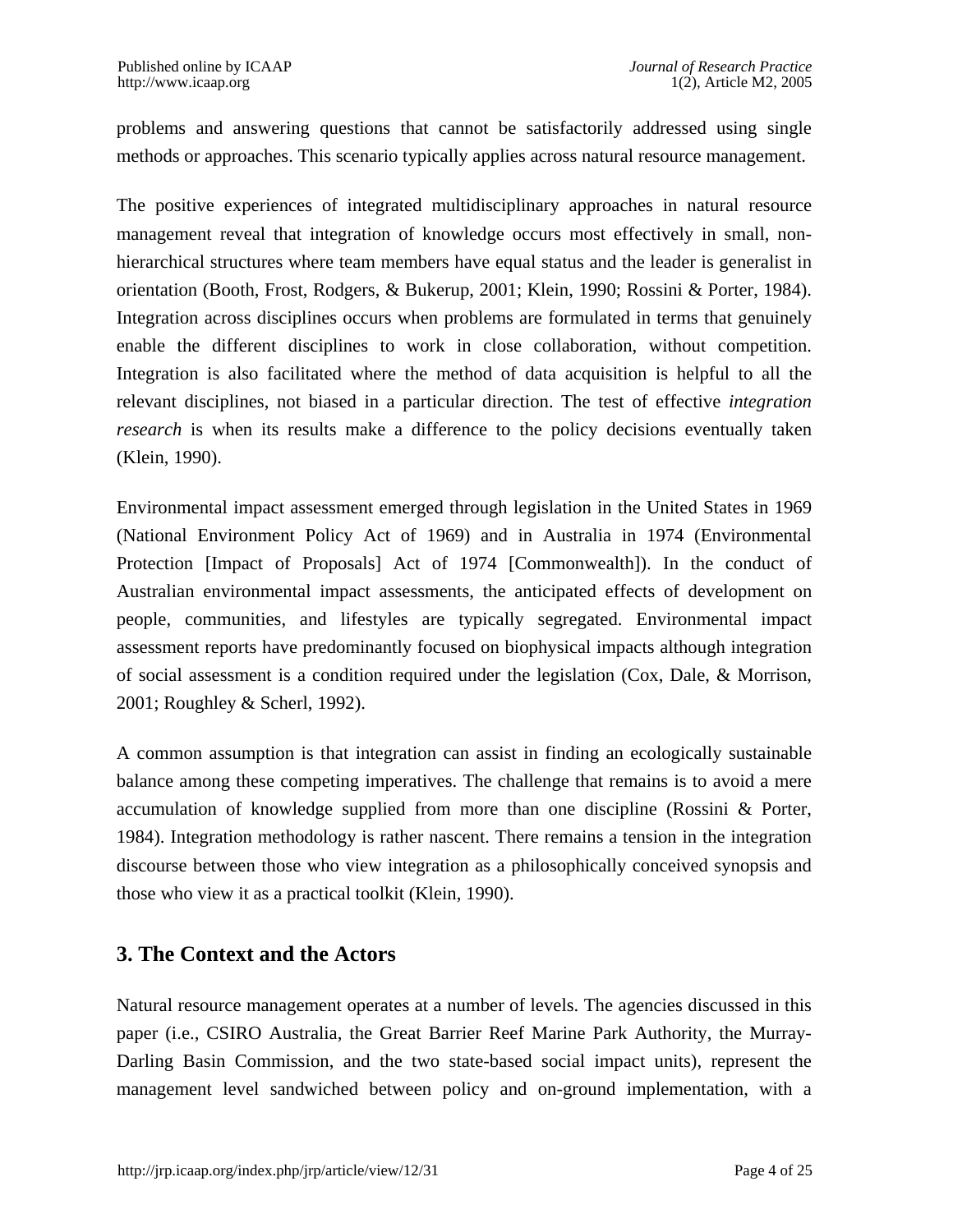problems and answering questions that cannot be satisfactorily addressed using single methods or approaches. This scenario typically applies across natural resource management.

The positive experiences of integrated multidisciplinary approaches in natural resource management reveal that integration of knowledge occurs most effectively in small, non-hierarchical structures where team members have equal status and the leader is generalist in orientation (Booth, Frost, Rodgers, & Bukerup, 2001; Klein, 1990; Rossini & Porter, 1984). Integration across disciplines occurs when problems are formulated in terms that genuinely enable the different disciplines to work in close collaboration, without competition. Integration is also facilitated where the method of data acquisition is helpful to all the relevant disciplines, not biased in a particular direction. The test of effective *integration research* is when its results make a difference to the policy decisions eventually taken (Klein, 1990).

Environmental impact assessment emerged through legislation in the United States in 1969 (National Environment Policy Act of 1969) and in Australia in 1974 (Environmental Protection [Impact of Proposals] Act of 1974 [Commonwealth]). In the conduct of Australian environmental impact assessments, the anticipated effects of development on people, communities, and lifestyles are typically segregated. Environmental impact assessment reports have predominantly focused on biophysical impacts although integration of social assessment is a condition required under the legislation (Cox, Dale, & Morrison, 2001; Roughley & Scherl, 1992).

A common assumption is that integration can assist in finding an ecologically sustainable balance among these competing imperatives. The challenge that remains is to avoid a mere accumulation of knowledge supplied from more than one discipline (Rossini & Porter, 1984). Integration methodology is rather nascent. There remains a tension in the integration discourse between those who view integration as a philosophically conceived synopsis and those who view it as a practical toolkit (Klein, 1990).

## 3. The Context and the Actors

Natural resource management operates at a number of levels. The agencies discussed in this paper (i.e., CSIRO Australia, the Great Barrier Reef Marine Park Authority, the Murray-Darling Basin Commission, and the two state-based social impact units), represent the management level sandwiched between policy and on-ground implementation, with a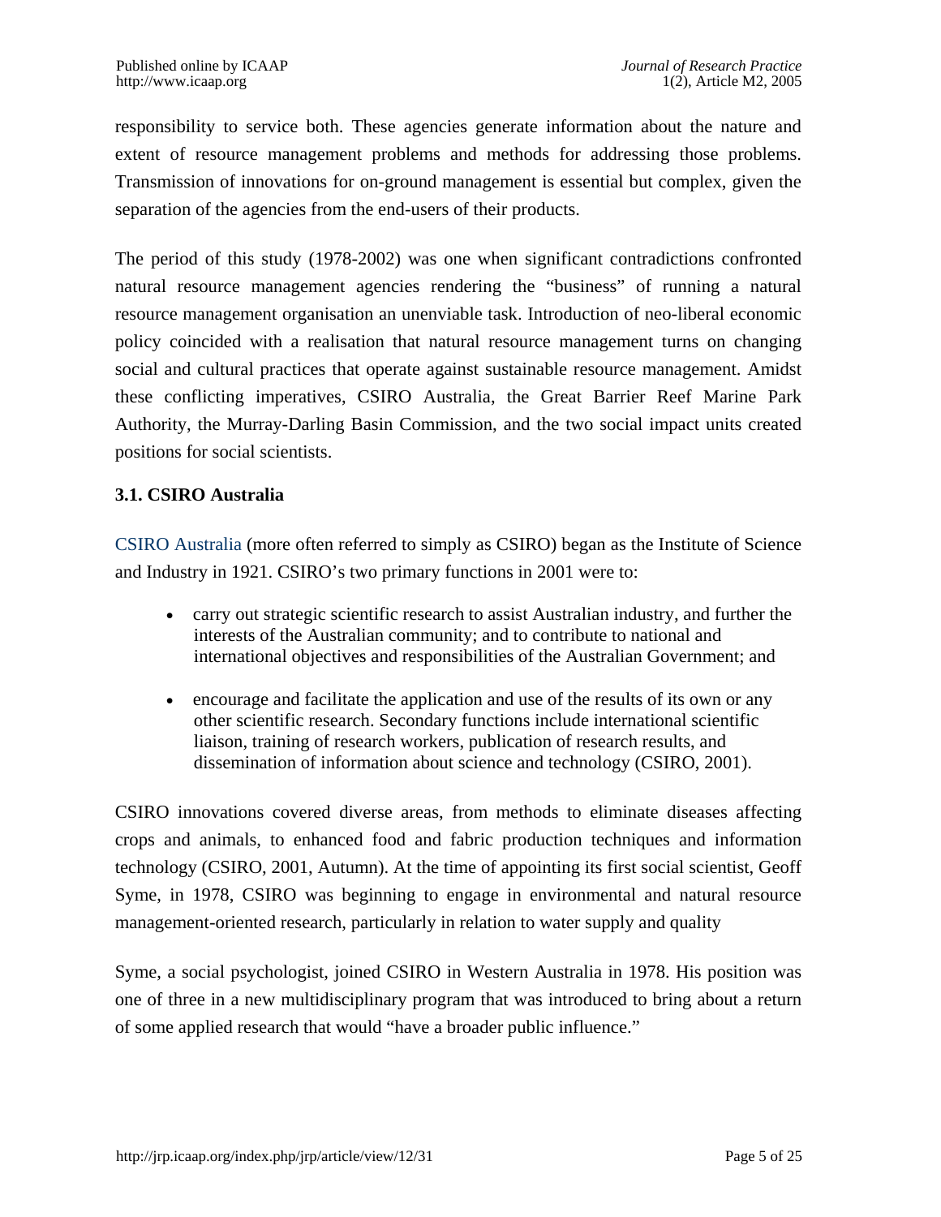responsibility to service both. These agencies generate information about the nature and extent of resource management problems and methods for addressing those problems. Transmission of innovations for on-ground management is essential but complex, given the separation of the agencies from the end-users of their products.

The period of this study (1978-2002) was one when significant contradictions confronted natural resource management agencies rendering the "business" of running a natural resource management organisation an unenviable task. Introduction of neo-liberal economic policy coincided with a realisation that natural resource management turns on changing social and cultural practices that operate against sustainable resource management. Amidst these conflicting imperatives, CSIRO Australia, the Great Barrier Reef Marine Park Authority, the Murray-Darling Basin Commission, and the two social impact units created positions for social scientists.

### 3.1. CSIRO Australia

CSIRO Australia (more often referred to simply as CSIRO) began as the Institute of Science and Industry in 1921. CSIRO's two primary functions in 2001 were to:

- carry out strategic scientific research to assist Australian industry, and further the interests of the Australian community; and to contribute to national and international objectives and responsibilities of the Australian Government; and

- encourage and facilitate the application and use of the results of its own or any other scientific research. Secondary functions include international scientific liaison, training of research workers, publication of research results, and dissemination of information about science and technology (CSIRO, 2001).

CSIRO innovations covered diverse areas, from methods to eliminate diseases affecting crops and animals, to enhanced food and fabric production techniques and information technology (CSIRO, 2001, Autumn). At the time of appointing its first social scientist, Geoff Syme, in 1978, CSIRO was beginning to engage in environmental and natural resource management-oriented research, particularly in relation to water supply and quality

Syme, a social psychologist, joined CSIRO in Western Australia in 1978. His position was one of three in a new multidisciplinary program that was introduced to bring about a return of some applied research that would "have a broader public influence."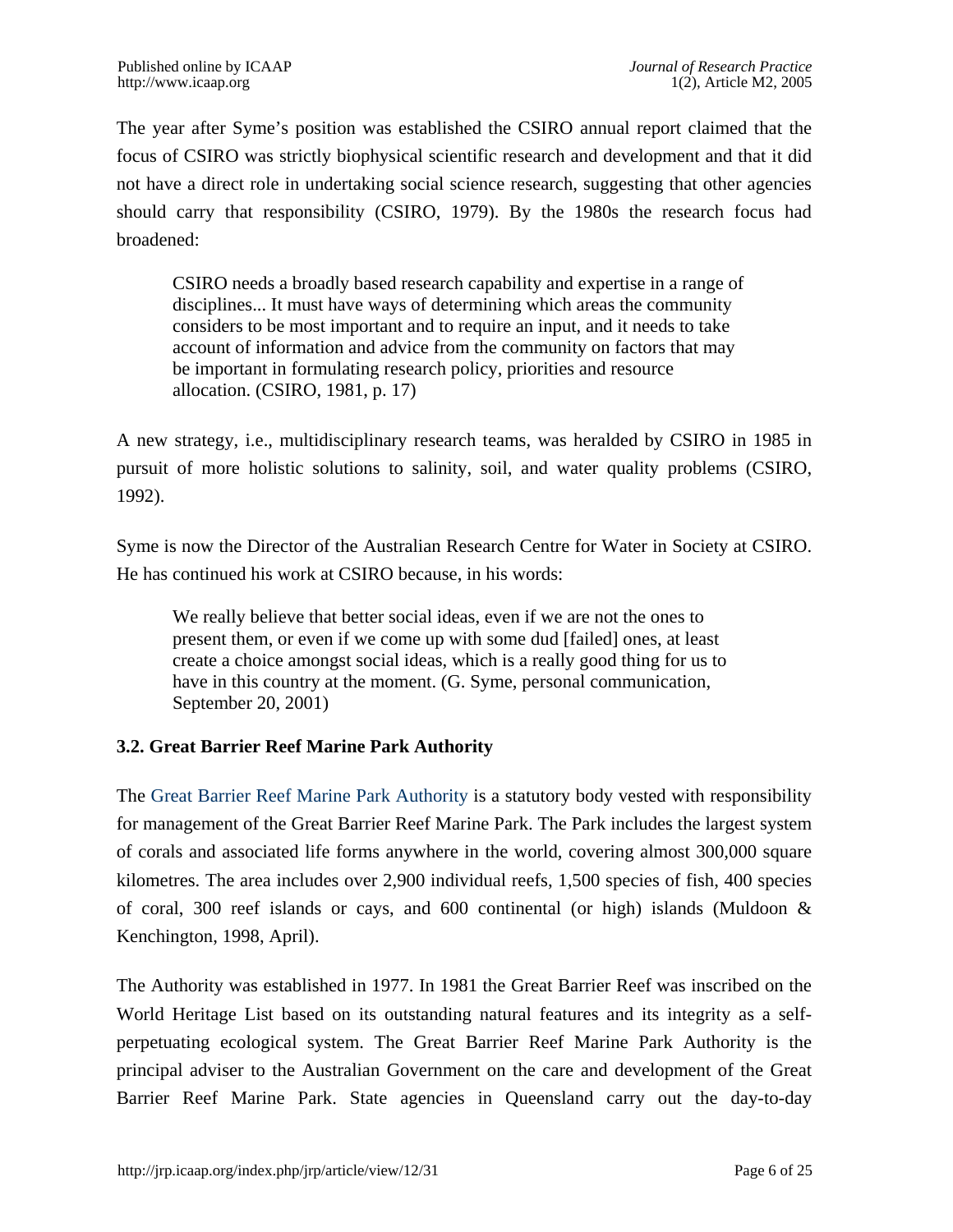The year after Syme's position was established the CSIRO annual report claimed that the focus of CSIRO was strictly biophysical scientific research and development and that it did not have a direct role in undertaking social science research, suggesting that other agencies should carry that responsibility (CSIRO, 1979). By the 1980s the research focus had broadened:

> CSIRO needs a broadly based research capability and expertise in a range of disciplines... It must have ways of determining which areas the community considers to be most important and to require an input, and it needs to take account of information and advice from the community on factors that may be important in formulating research policy, priorities and resource allocation. (CSIRO, 1981, p. 17)

A new strategy, i.e., multidisciplinary research teams, was heralded by CSIRO in 1985 in pursuit of more holistic solutions to salinity, soil, and water quality problems (CSIRO, 1992).

Syme is now the Director of the Australian Research Centre for Water in Society at CSIRO. He has continued his work at CSIRO because, in his words:

> We really believe that better social ideas, even if we are not the ones to present them, or even if we come up with some dud [failed] ones, at least create a choice amongst social ideas, which is a really good thing for us to have in this country at the moment. (G. Syme, personal communication, September 20, 2001)

### 3.2. Great Barrier Reef Marine Park Authority

The Great Barrier Reef Marine Park Authority is a statutory body vested with responsibility for management of the Great Barrier Reef Marine Park. The Park includes the largest system of corals and associated life forms anywhere in the world, covering almost 300,000 square kilometres. The area includes over 2,900 individual reefs, 1,500 species of fish, 400 species of coral, 300 reef islands or cays, and 600 continental (or high) islands (Muldoon & Kenchington, 1998, April).

The Authority was established in 1977. In 1981 the Great Barrier Reef was inscribed on the World Heritage List based on its outstanding natural features and its integrity as a self-perpetuating ecological system. The Great Barrier Reef Marine Park Authority is the principal adviser to the Australian Government on the care and development of the Great Barrier Reef Marine Park. State agencies in Queensland carry out the day-to-day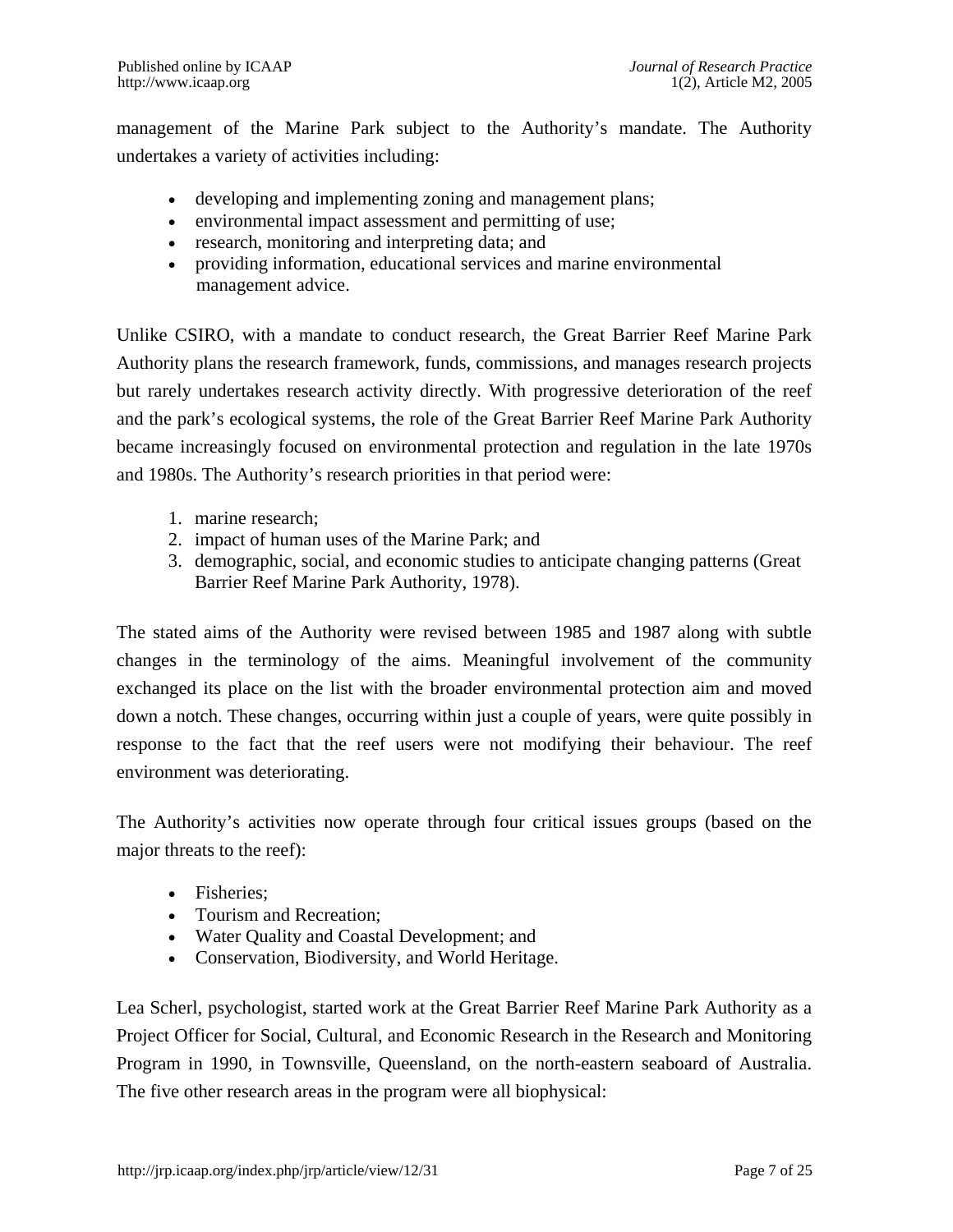management of the Marine Park subject to the Authority's mandate. The Authority undertakes a variety of activities including:

- developing and implementing zoning and management plans;
- environmental impact assessment and permitting of use;
- research, monitoring and interpreting data; and
- providing information, educational services and marine environmental management advice.

Unlike CSIRO, with a mandate to conduct research, the Great Barrier Reef Marine Park Authority plans the research framework, funds, commissions, and manages research projects but rarely undertakes research activity directly. With progressive deterioration of the reef and the park's ecological systems, the role of the Great Barrier Reef Marine Park Authority became increasingly focused on environmental protection and regulation in the late 1970s and 1980s. The Authority's research priorities in that period were:

1. marine research;
2. impact of human uses of the Marine Park; and
3. demographic, social, and economic studies to anticipate changing patterns (Great Barrier Reef Marine Park Authority, 1978).

The stated aims of the Authority were revised between 1985 and 1987 along with subtle changes in the terminology of the aims. Meaningful involvement of the community exchanged its place on the list with the broader environmental protection aim and moved down a notch. These changes, occurring within just a couple of years, were quite possibly in response to the fact that the reef users were not modifying their behaviour. The reef environment was deteriorating.

The Authority's activities now operate through four critical issues groups (based on the major threats to the reef):

- Fisheries;
- Tourism and Recreation;
- Water Quality and Coastal Development; and
- Conservation, Biodiversity, and World Heritage.

Lea Scherl, psychologist, started work at the Great Barrier Reef Marine Park Authority as a Project Officer for Social, Cultural, and Economic Research in the Research and Monitoring Program in 1990, in Townsville, Queensland, on the north-eastern seaboard of Australia. The five other research areas in the program were all biophysical: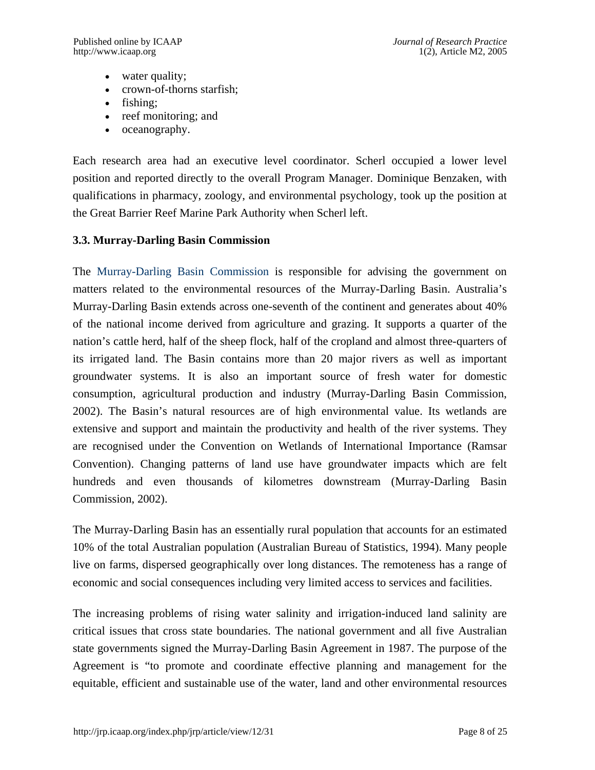- water quality;
- crown-of-thorns starfish;
- fishing;
- reef monitoring; and
- oceanography.

Each research area had an executive level coordinator. Scherl occupied a lower level position and reported directly to the overall Program Manager. Dominique Benzaken, with qualifications in pharmacy, zoology, and environmental psychology, took up the position at the Great Barrier Reef Marine Park Authority when Scherl left.

### 3.3. Murray-Darling Basin Commission

The Murray-Darling Basin Commission is responsible for advising the government on matters related to the environmental resources of the Murray-Darling Basin. Australia's Murray-Darling Basin extends across one-seventh of the continent and generates about 40% of the national income derived from agriculture and grazing. It supports a quarter of the nation's cattle herd, half of the sheep flock, half of the cropland and almost three-quarters of its irrigated land. The Basin contains more than 20 major rivers as well as important groundwater systems. It is also an important source of fresh water for domestic consumption, agricultural production and industry (Murray-Darling Basin Commission, 2002). The Basin's natural resources are of high environmental value. Its wetlands are extensive and support and maintain the productivity and health of the river systems. They are recognised under the Convention on Wetlands of International Importance (Ramsar Convention). Changing patterns of land use have groundwater impacts which are felt hundreds and even thousands of kilometres downstream (Murray-Darling Basin Commission, 2002).

The Murray-Darling Basin has an essentially rural population that accounts for an estimated 10% of the total Australian population (Australian Bureau of Statistics, 1994). Many people live on farms, dispersed geographically over long distances. The remoteness has a range of economic and social consequences including very limited access to services and facilities.

The increasing problems of rising water salinity and irrigation-induced land salinity are critical issues that cross state boundaries. The national government and all five Australian state governments signed the Murray-Darling Basin Agreement in 1987. The purpose of the Agreement is "to promote and coordinate effective planning and management for the equitable, efficient and sustainable use of the water, land and other environmental resources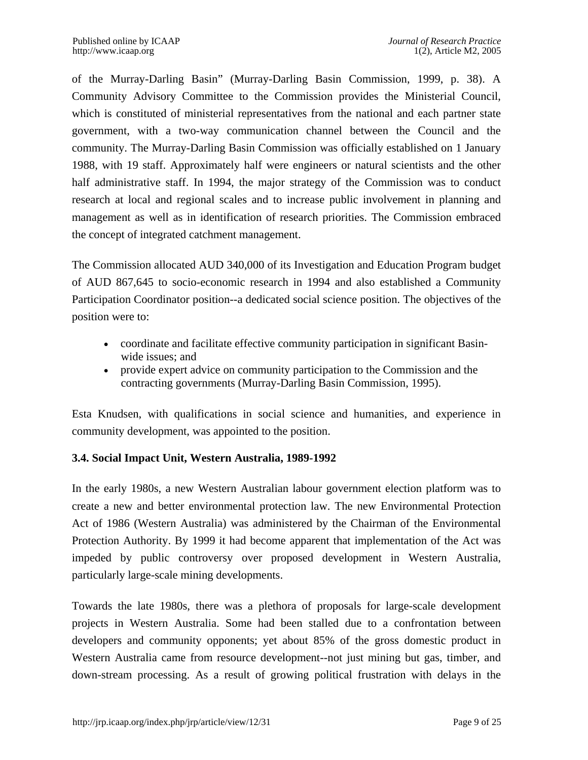of the Murray-Darling Basin" (Murray-Darling Basin Commission, 1999, p. 38). A Community Advisory Committee to the Commission provides the Ministerial Council, which is constituted of ministerial representatives from the national and each partner state government, with a two-way communication channel between the Council and the community. The Murray-Darling Basin Commission was officially established on 1 January 1988, with 19 staff. Approximately half were engineers or natural scientists and the other half administrative staff. In 1994, the major strategy of the Commission was to conduct research at local and regional scales and to increase public involvement in planning and management as well as in identification of research priorities. The Commission embraced the concept of integrated catchment management.

The Commission allocated AUD 340,000 of its Investigation and Education Program budget of AUD 867,645 to socio-economic research in 1994 and also established a Community Participation Coordinator position--a dedicated social science position. The objectives of the position were to:

- coordinate and facilitate effective community participation in significant Basin-wide issues; and
- provide expert advice on community participation to the Commission and the contracting governments (Murray-Darling Basin Commission, 1995).

Esta Knudsen, with qualifications in social science and humanities, and experience in community development, was appointed to the position.

### 3.4. Social Impact Unit, Western Australia, 1989-1992

In the early 1980s, a new Western Australian labour government election platform was to create a new and better environmental protection law. The new Environmental Protection Act of 1986 (Western Australia) was administered by the Chairman of the Environmental Protection Authority. By 1999 it had become apparent that implementation of the Act was impeded by public controversy over proposed development in Western Australia, particularly large-scale mining developments.

Towards the late 1980s, there was a plethora of proposals for large-scale development projects in Western Australia. Some had been stalled due to a confrontation between developers and community opponents; yet about 85% of the gross domestic product in Western Australia came from resource development--not just mining but gas, timber, and down-stream processing. As a result of growing political frustration with delays in the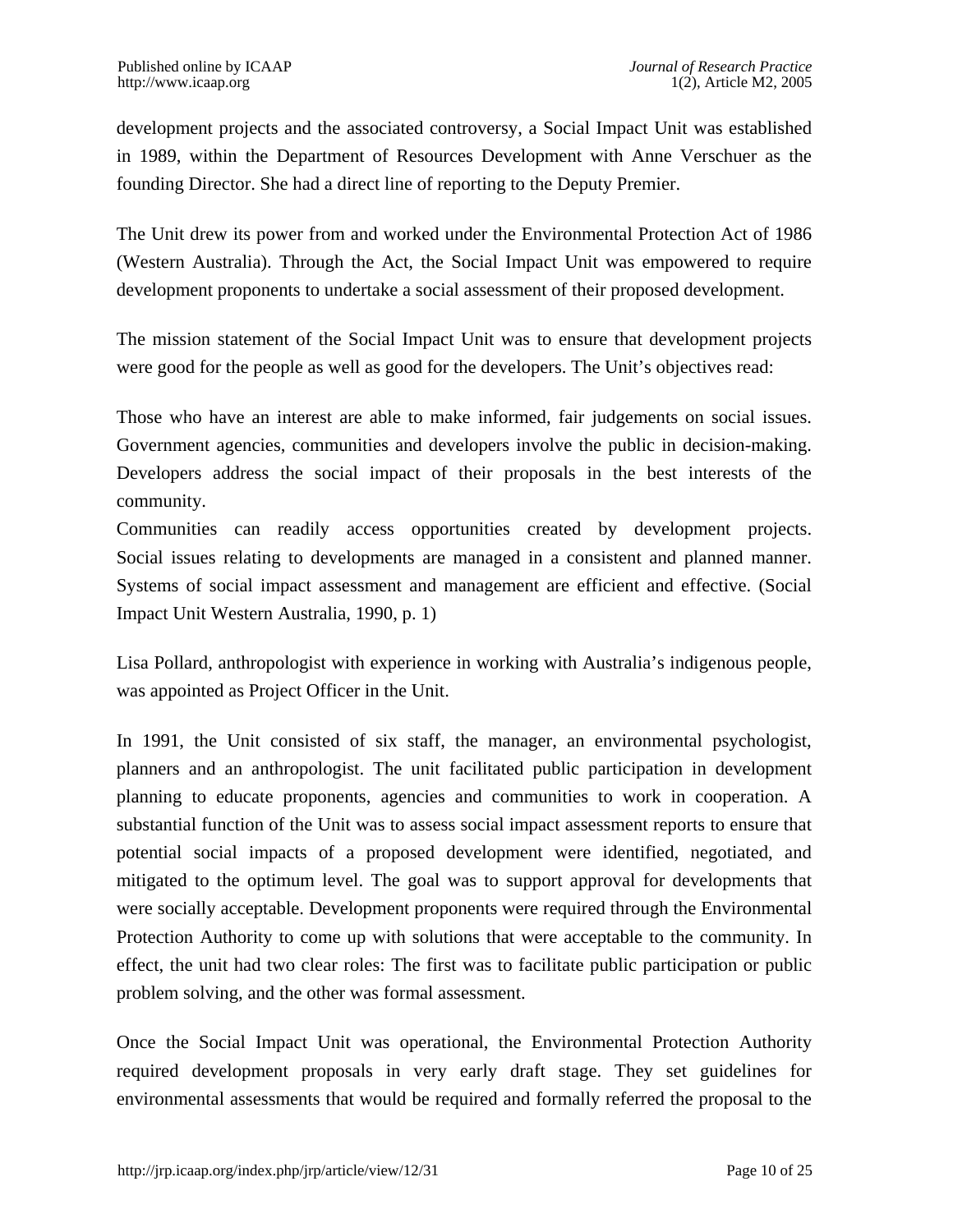development projects and the associated controversy, a Social Impact Unit was established in 1989, within the Department of Resources Development with Anne Verschuer as the founding Director. She had a direct line of reporting to the Deputy Premier.

The Unit drew its power from and worked under the Environmental Protection Act of 1986 (Western Australia). Through the Act, the Social Impact Unit was empowered to require development proponents to undertake a social assessment of their proposed development.

The mission statement of the Social Impact Unit was to ensure that development projects were good for the people as well as good for the developers. The Unit's objectives read:

Those who have an interest are able to make informed, fair judgements on social issues. Government agencies, communities and developers involve the public in decision-making. Developers address the social impact of their proposals in the best interests of the community.
Communities can readily access opportunities created by development projects. Social issues relating to developments are managed in a consistent and planned manner. Systems of social impact assessment and management are efficient and effective. (Social Impact Unit Western Australia, 1990, p. 1)

Lisa Pollard, anthropologist with experience in working with Australia's indigenous people, was appointed as Project Officer in the Unit.

In 1991, the Unit consisted of six staff, the manager, an environmental psychologist, planners and an anthropologist. The unit facilitated public participation in development planning to educate proponents, agencies and communities to work in cooperation. A substantial function of the Unit was to assess social impact assessment reports to ensure that potential social impacts of a proposed development were identified, negotiated, and mitigated to the optimum level. The goal was to support approval for developments that were socially acceptable. Development proponents were required through the Environmental Protection Authority to come up with solutions that were acceptable to the community. In effect, the unit had two clear roles: The first was to facilitate public participation or public problem solving, and the other was formal assessment.

Once the Social Impact Unit was operational, the Environmental Protection Authority required development proposals in very early draft stage. They set guidelines for environmental assessments that would be required and formally referred the proposal to the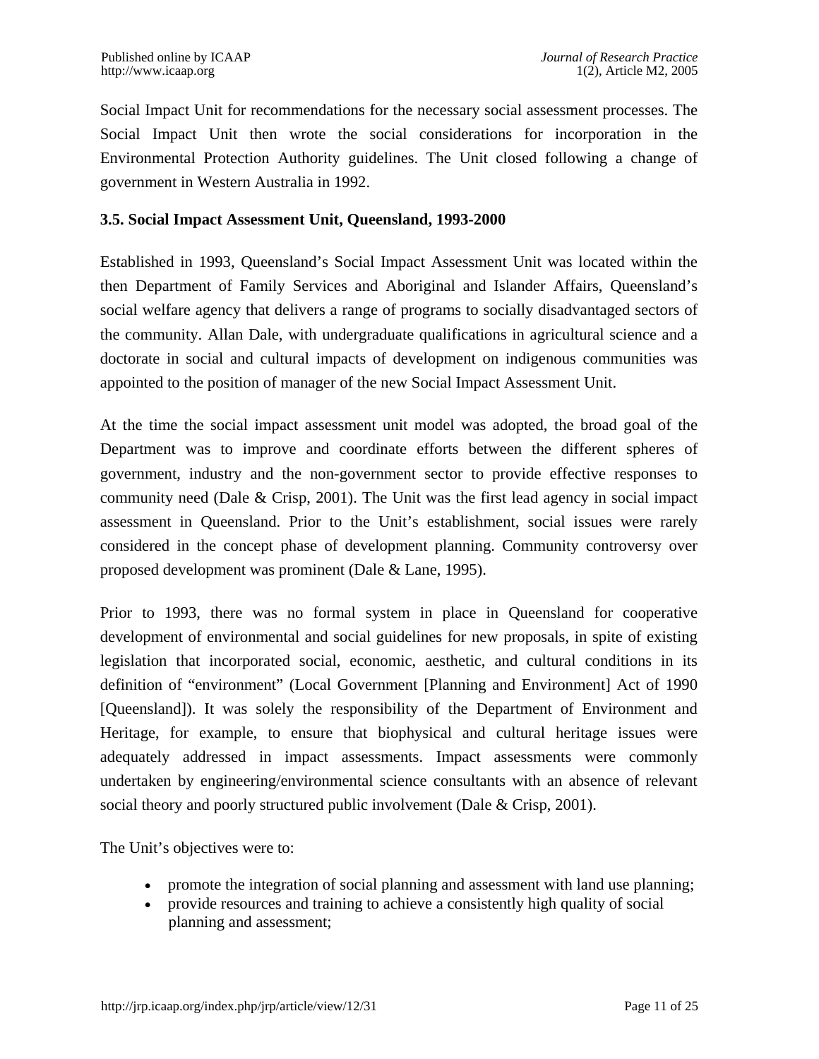Social Impact Unit for recommendations for the necessary social assessment processes. The Social Impact Unit then wrote the social considerations for incorporation in the Environmental Protection Authority guidelines. The Unit closed following a change of government in Western Australia in 1992.

### 3.5. Social Impact Assessment Unit, Queensland, 1993-2000

Established in 1993, Queensland's Social Impact Assessment Unit was located within the then Department of Family Services and Aboriginal and Islander Affairs, Queensland's social welfare agency that delivers a range of programs to socially disadvantaged sectors of the community. Allan Dale, with undergraduate qualifications in agricultural science and a doctorate in social and cultural impacts of development on indigenous communities was appointed to the position of manager of the new Social Impact Assessment Unit.

At the time the social impact assessment unit model was adopted, the broad goal of the Department was to improve and coordinate efforts between the different spheres of government, industry and the non-government sector to provide effective responses to community need (Dale & Crisp, 2001). The Unit was the first lead agency in social impact assessment in Queensland. Prior to the Unit's establishment, social issues were rarely considered in the concept phase of development planning. Community controversy over proposed development was prominent (Dale & Lane, 1995).

Prior to 1993, there was no formal system in place in Queensland for cooperative development of environmental and social guidelines for new proposals, in spite of existing legislation that incorporated social, economic, aesthetic, and cultural conditions in its definition of "environment" (Local Government [Planning and Environment] Act of 1990 [Queensland]). It was solely the responsibility of the Department of Environment and Heritage, for example, to ensure that biophysical and cultural heritage issues were adequately addressed in impact assessments. Impact assessments were commonly undertaken by engineering/environmental science consultants with an absence of relevant social theory and poorly structured public involvement (Dale & Crisp, 2001).

The Unit's objectives were to:

- promote the integration of social planning and assessment with land use planning;
- provide resources and training to achieve a consistently high quality of social planning and assessment;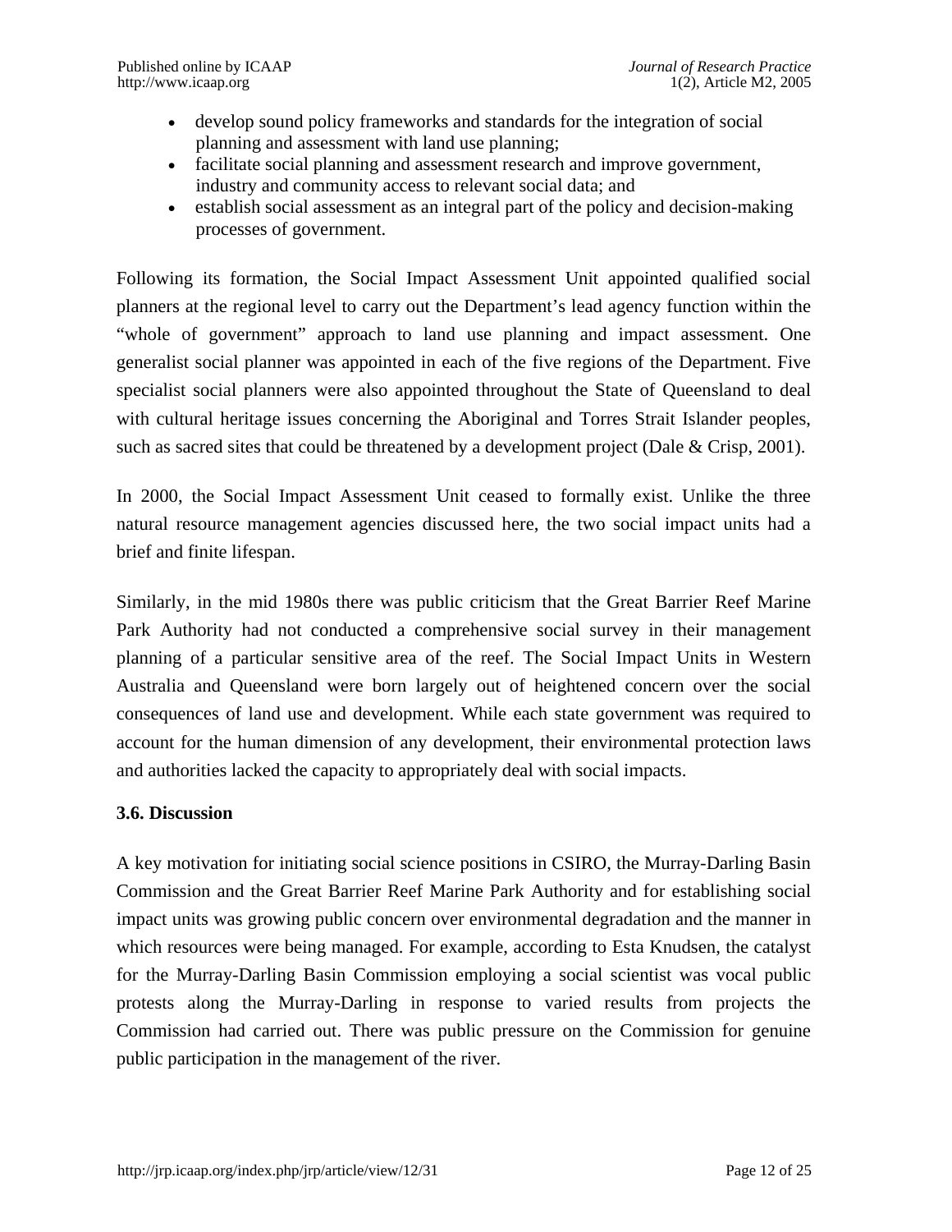- develop sound policy frameworks and standards for the integration of social planning and assessment with land use planning;
- facilitate social planning and assessment research and improve government, industry and community access to relevant social data; and
- establish social assessment as an integral part of the policy and decision-making processes of government.

Following its formation, the Social Impact Assessment Unit appointed qualified social planners at the regional level to carry out the Department's lead agency function within the "whole of government" approach to land use planning and impact assessment. One generalist social planner was appointed in each of the five regions of the Department. Five specialist social planners were also appointed throughout the State of Queensland to deal with cultural heritage issues concerning the Aboriginal and Torres Strait Islander peoples, such as sacred sites that could be threatened by a development project (Dale & Crisp, 2001).

In 2000, the Social Impact Assessment Unit ceased to formally exist. Unlike the three natural resource management agencies discussed here, the two social impact units had a brief and finite lifespan.

Similarly, in the mid 1980s there was public criticism that the Great Barrier Reef Marine Park Authority had not conducted a comprehensive social survey in their management planning of a particular sensitive area of the reef. The Social Impact Units in Western Australia and Queensland were born largely out of heightened concern over the social consequences of land use and development. While each state government was required to account for the human dimension of any development, their environmental protection laws and authorities lacked the capacity to appropriately deal with social impacts.

### 3.6. Discussion

A key motivation for initiating social science positions in CSIRO, the Murray-Darling Basin Commission and the Great Barrier Reef Marine Park Authority and for establishing social impact units was growing public concern over environmental degradation and the manner in which resources were being managed. For example, according to Esta Knudsen, the catalyst for the Murray-Darling Basin Commission employing a social scientist was vocal public protests along the Murray-Darling in response to varied results from projects the Commission had carried out. There was public pressure on the Commission for genuine public participation in the management of the river.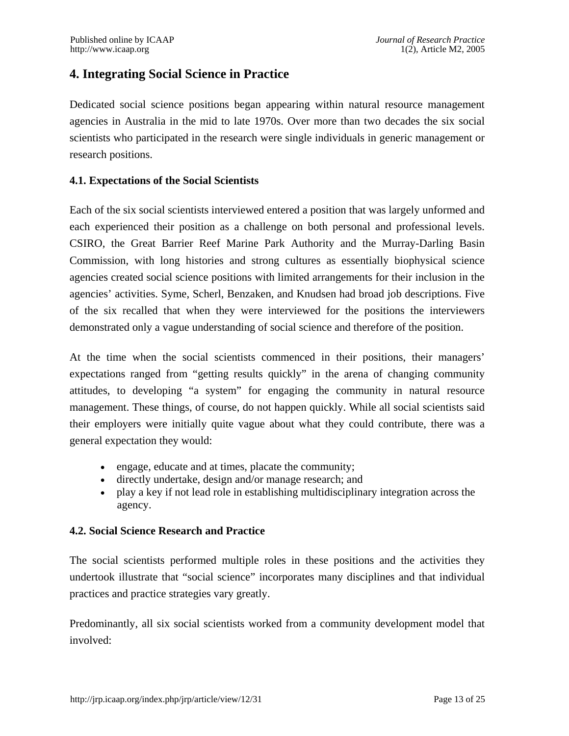## 4. Integrating Social Science in Practice

Dedicated social science positions began appearing within natural resource management agencies in Australia in the mid to late 1970s. Over more than two decades the six social scientists who participated in the research were single individuals in generic management or research positions.

### 4.1. Expectations of the Social Scientists

Each of the six social scientists interviewed entered a position that was largely unformed and each experienced their position as a challenge on both personal and professional levels. CSIRO, the Great Barrier Reef Marine Park Authority and the Murray-Darling Basin Commission, with long histories and strong cultures as essentially biophysical science agencies created social science positions with limited arrangements for their inclusion in the agencies' activities. Syme, Scherl, Benzaken, and Knudsen had broad job descriptions. Five of the six recalled that when they were interviewed for the positions the interviewers demonstrated only a vague understanding of social science and therefore of the position.

At the time when the social scientists commenced in their positions, their managers' expectations ranged from "getting results quickly" in the arena of changing community attitudes, to developing "a system" for engaging the community in natural resource management. These things, of course, do not happen quickly. While all social scientists said their employers were initially quite vague about what they could contribute, there was a general expectation they would:

- engage, educate and at times, placate the community;
- directly undertake, design and/or manage research; and
- play a key if not lead role in establishing multidisciplinary integration across the agency.

### 4.2. Social Science Research and Practice

The social scientists performed multiple roles in these positions and the activities they undertook illustrate that "social science" incorporates many disciplines and that individual practices and practice strategies vary greatly.

Predominantly, all six social scientists worked from a community development model that involved: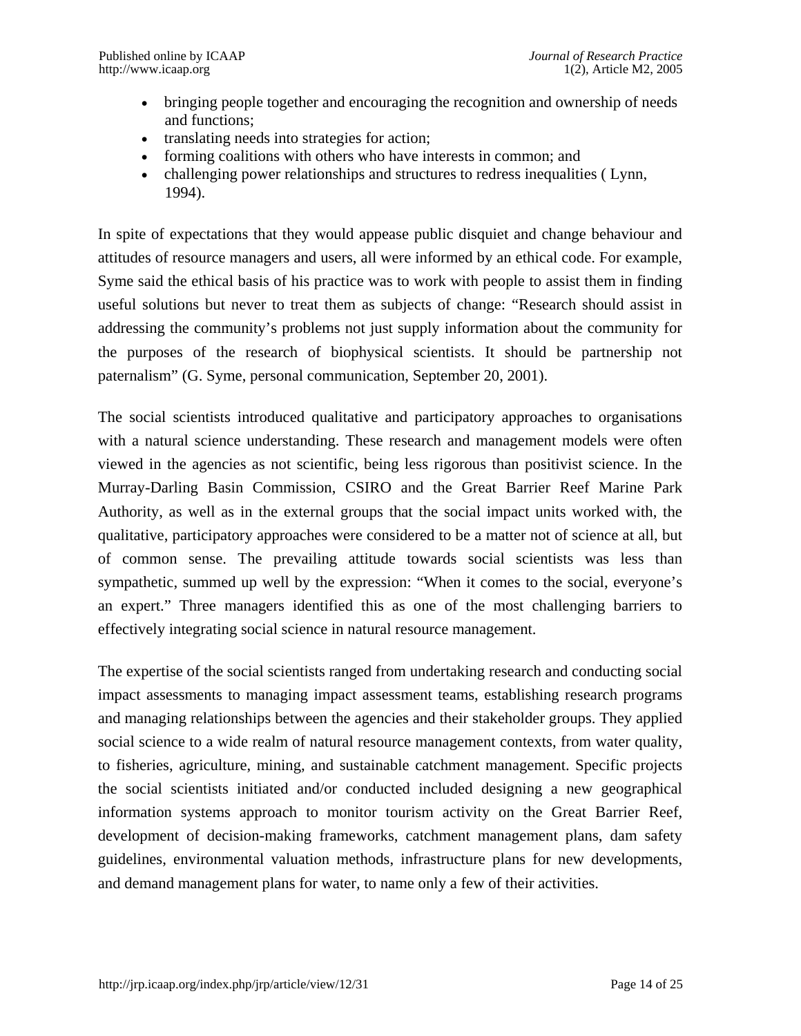- bringing people together and encouraging the recognition and ownership of needs and functions;
- translating needs into strategies for action;
- forming coalitions with others who have interests in common; and
- challenging power relationships and structures to redress inequalities ( Lynn, 1994).

In spite of expectations that they would appease public disquiet and change behaviour and attitudes of resource managers and users, all were informed by an ethical code. For example, Syme said the ethical basis of his practice was to work with people to assist them in finding useful solutions but never to treat them as subjects of change: “Research should assist in addressing the community’s problems not just supply information about the community for the purposes of the research of biophysical scientists. It should be partnership not paternalism” (G. Syme, personal communication, September 20, 2001).

The social scientists introduced qualitative and participatory approaches to organisations with a natural science understanding. These research and management models were often viewed in the agencies as not scientific, being less rigorous than positivist science. In the Murray-Darling Basin Commission, CSIRO and the Great Barrier Reef Marine Park Authority, as well as in the external groups that the social impact units worked with, the qualitative, participatory approaches were considered to be a matter not of science at all, but of common sense. The prevailing attitude towards social scientists was less than sympathetic, summed up well by the expression: “When it comes to the social, everyone’s an expert.” Three managers identified this as one of the most challenging barriers to effectively integrating social science in natural resource management.

The expertise of the social scientists ranged from undertaking research and conducting social impact assessments to managing impact assessment teams, establishing research programs and managing relationships between the agencies and their stakeholder groups. They applied social science to a wide realm of natural resource management contexts, from water quality, to fisheries, agriculture, mining, and sustainable catchment management. Specific projects the social scientists initiated and/or conducted included designing a new geographical information systems approach to monitor tourism activity on the Great Barrier Reef, development of decision-making frameworks, catchment management plans, dam safety guidelines, environmental valuation methods, infrastructure plans for new developments, and demand management plans for water, to name only a few of their activities.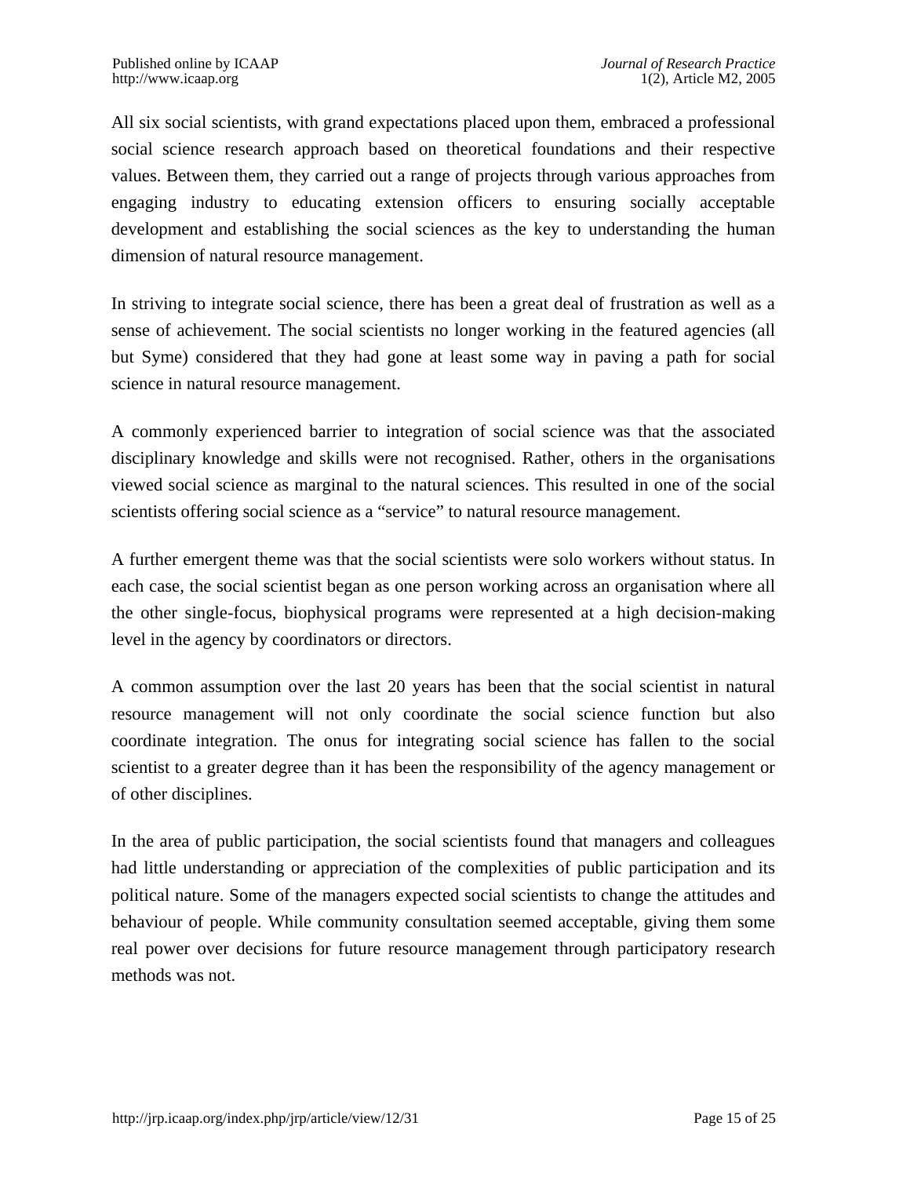All six social scientists, with grand expectations placed upon them, embraced a professional social science research approach based on theoretical foundations and their respective values. Between them, they carried out a range of projects through various approaches from engaging industry to educating extension officers to ensuring socially acceptable development and establishing the social sciences as the key to understanding the human dimension of natural resource management.

In striving to integrate social science, there has been a great deal of frustration as well as a sense of achievement. The social scientists no longer working in the featured agencies (all but Syme) considered that they had gone at least some way in paving a path for social science in natural resource management.

A commonly experienced barrier to integration of social science was that the associated disciplinary knowledge and skills were not recognised. Rather, others in the organisations viewed social science as marginal to the natural sciences. This resulted in one of the social scientists offering social science as a "service" to natural resource management.

A further emergent theme was that the social scientists were solo workers without status. In each case, the social scientist began as one person working across an organisation where all the other single-focus, biophysical programs were represented at a high decision-making level in the agency by coordinators or directors.

A common assumption over the last 20 years has been that the social scientist in natural resource management will not only coordinate the social science function but also coordinate integration. The onus for integrating social science has fallen to the social scientist to a greater degree than it has been the responsibility of the agency management or of other disciplines.

In the area of public participation, the social scientists found that managers and colleagues had little understanding or appreciation of the complexities of public participation and its political nature. Some of the managers expected social scientists to change the attitudes and behaviour of people. While community consultation seemed acceptable, giving them some real power over decisions for future resource management through participatory research methods was not.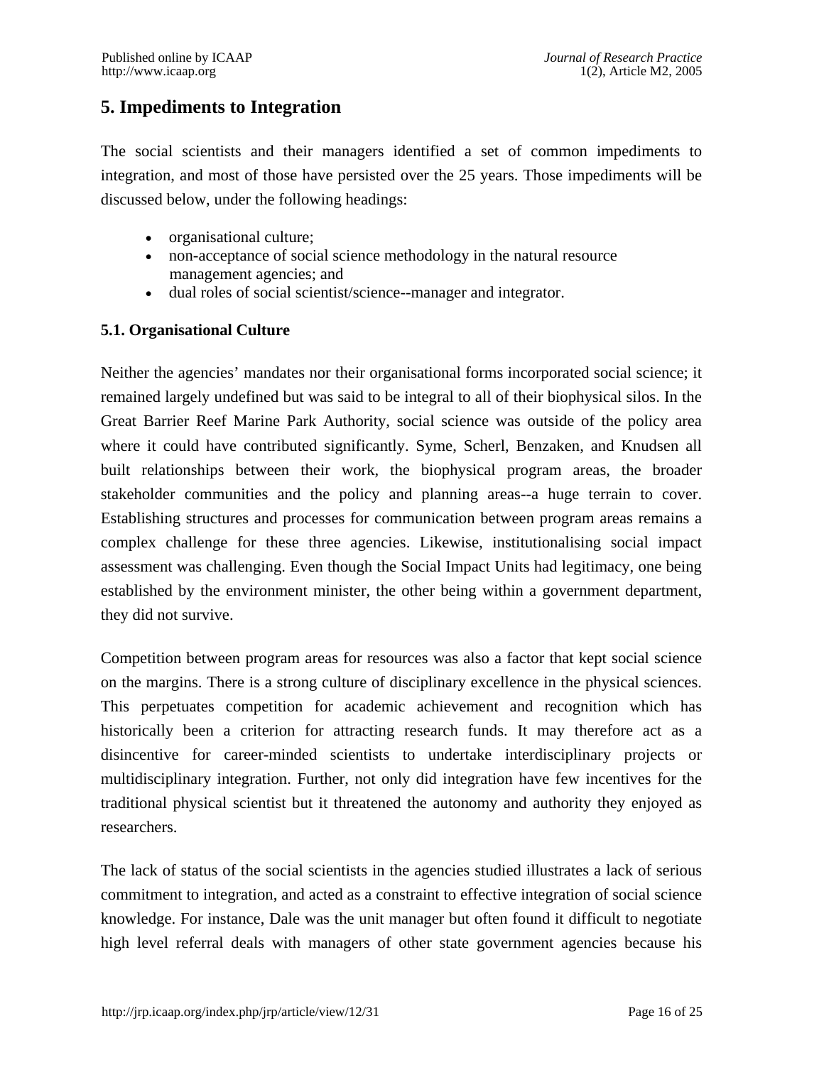## 5. Impediments to Integration

The social scientists and their managers identified a set of common impediments to integration, and most of those have persisted over the 25 years. Those impediments will be discussed below, under the following headings:

- organisational culture;
- non-acceptance of social science methodology in the natural resource management agencies; and
- dual roles of social scientist/science--manager and integrator.

### 5.1. Organisational Culture

Neither the agencies' mandates nor their organisational forms incorporated social science; it remained largely undefined but was said to be integral to all of their biophysical silos. In the Great Barrier Reef Marine Park Authority, social science was outside of the policy area where it could have contributed significantly. Syme, Scherl, Benzaken, and Knudsen all built relationships between their work, the biophysical program areas, the broader stakeholder communities and the policy and planning areas--a huge terrain to cover. Establishing structures and processes for communication between program areas remains a complex challenge for these three agencies. Likewise, institutionalising social impact assessment was challenging. Even though the Social Impact Units had legitimacy, one being established by the environment minister, the other being within a government department, they did not survive.

Competition between program areas for resources was also a factor that kept social science on the margins. There is a strong culture of disciplinary excellence in the physical sciences. This perpetuates competition for academic achievement and recognition which has historically been a criterion for attracting research funds. It may therefore act as a disincentive for career-minded scientists to undertake interdisciplinary projects or multidisciplinary integration. Further, not only did integration have few incentives for the traditional physical scientist but it threatened the autonomy and authority they enjoyed as researchers.

The lack of status of the social scientists in the agencies studied illustrates a lack of serious commitment to integration, and acted as a constraint to effective integration of social science knowledge. For instance, Dale was the unit manager but often found it difficult to negotiate high level referral deals with managers of other state government agencies because his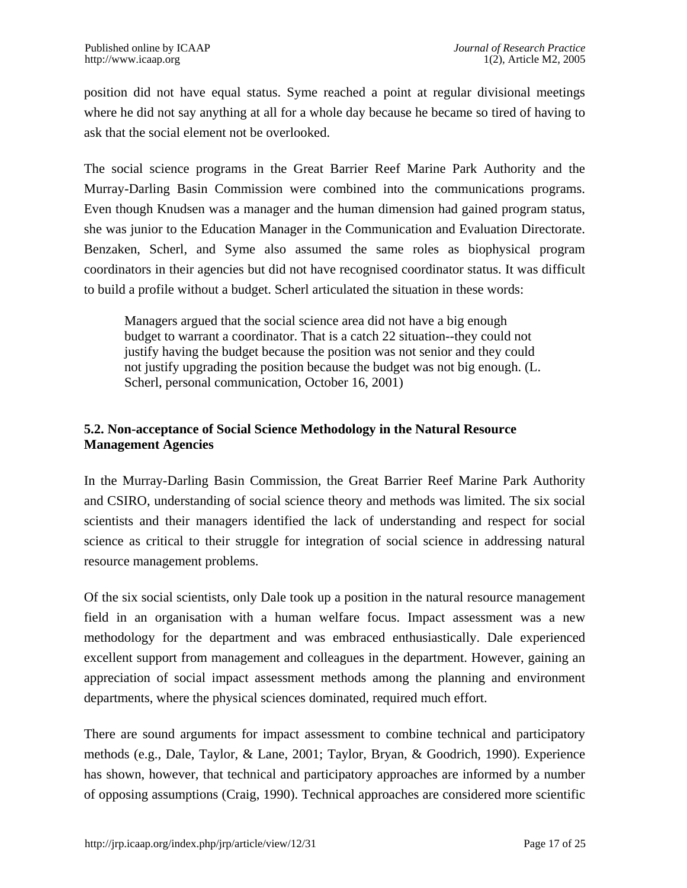position did not have equal status. Syme reached a point at regular divisional meetings where he did not say anything at all for a whole day because he became so tired of having to ask that the social element not be overlooked.

The social science programs in the Great Barrier Reef Marine Park Authority and the Murray-Darling Basin Commission were combined into the communications programs. Even though Knudsen was a manager and the human dimension had gained program status, she was junior to the Education Manager in the Communication and Evaluation Directorate. Benzaken, Scherl, and Syme also assumed the same roles as biophysical program coordinators in their agencies but did not have recognised coordinator status. It was difficult to build a profile without a budget. Scherl articulated the situation in these words:

> Managers argued that the social science area did not have a big enough budget to warrant a coordinator. That is a catch 22 situation--they could not justify having the budget because the position was not senior and they could not justify upgrading the position because the budget was not big enough. (L. Scherl, personal communication, October 16, 2001)

### 5.2. Non-acceptance of Social Science Methodology in the Natural Resource Management Agencies

In the Murray-Darling Basin Commission, the Great Barrier Reef Marine Park Authority and CSIRO, understanding of social science theory and methods was limited. The six social scientists and their managers identified the lack of understanding and respect for social science as critical to their struggle for integration of social science in addressing natural resource management problems.

Of the six social scientists, only Dale took up a position in the natural resource management field in an organisation with a human welfare focus. Impact assessment was a new methodology for the department and was embraced enthusiastically. Dale experienced excellent support from management and colleagues in the department. However, gaining an appreciation of social impact assessment methods among the planning and environment departments, where the physical sciences dominated, required much effort.

There are sound arguments for impact assessment to combine technical and participatory methods (e.g., Dale, Taylor, & Lane, 2001; Taylor, Bryan, & Goodrich, 1990). Experience has shown, however, that technical and participatory approaches are informed by a number of opposing assumptions (Craig, 1990). Technical approaches are considered more scientific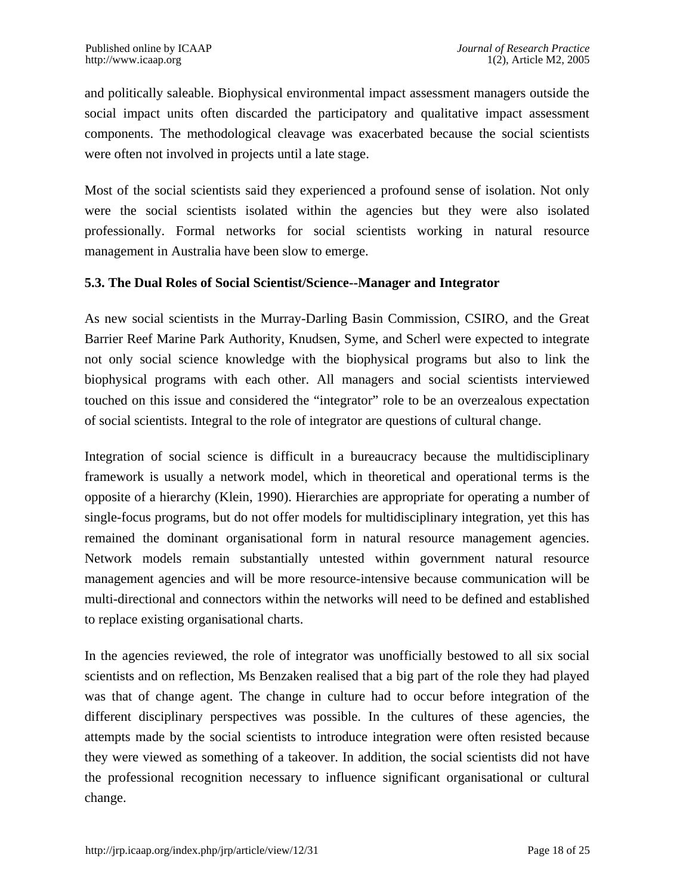and politically saleable. Biophysical environmental impact assessment managers outside the social impact units often discarded the participatory and qualitative impact assessment components. The methodological cleavage was exacerbated because the social scientists were often not involved in projects until a late stage.

Most of the social scientists said they experienced a profound sense of isolation. Not only were the social scientists isolated within the agencies but they were also isolated professionally. Formal networks for social scientists working in natural resource management in Australia have been slow to emerge.

### 5.3. The Dual Roles of Social Scientist/Science--Manager and Integrator

As new social scientists in the Murray-Darling Basin Commission, CSIRO, and the Great Barrier Reef Marine Park Authority, Knudsen, Syme, and Scherl were expected to integrate not only social science knowledge with the biophysical programs but also to link the biophysical programs with each other. All managers and social scientists interviewed touched on this issue and considered the "integrator" role to be an overzealous expectation of social scientists. Integral to the role of integrator are questions of cultural change.

Integration of social science is difficult in a bureaucracy because the multidisciplinary framework is usually a network model, which in theoretical and operational terms is the opposite of a hierarchy (Klein, 1990). Hierarchies are appropriate for operating a number of single-focus programs, but do not offer models for multidisciplinary integration, yet this has remained the dominant organisational form in natural resource management agencies. Network models remain substantially untested within government natural resource management agencies and will be more resource-intensive because communication will be multi-directional and connectors within the networks will need to be defined and established to replace existing organisational charts.

In the agencies reviewed, the role of integrator was unofficially bestowed to all six social scientists and on reflection, Ms Benzaken realised that a big part of the role they had played was that of change agent. The change in culture had to occur before integration of the different disciplinary perspectives was possible. In the cultures of these agencies, the attempts made by the social scientists to introduce integration were often resisted because they were viewed as something of a takeover. In addition, the social scientists did not have the professional recognition necessary to influence significant organisational or cultural change.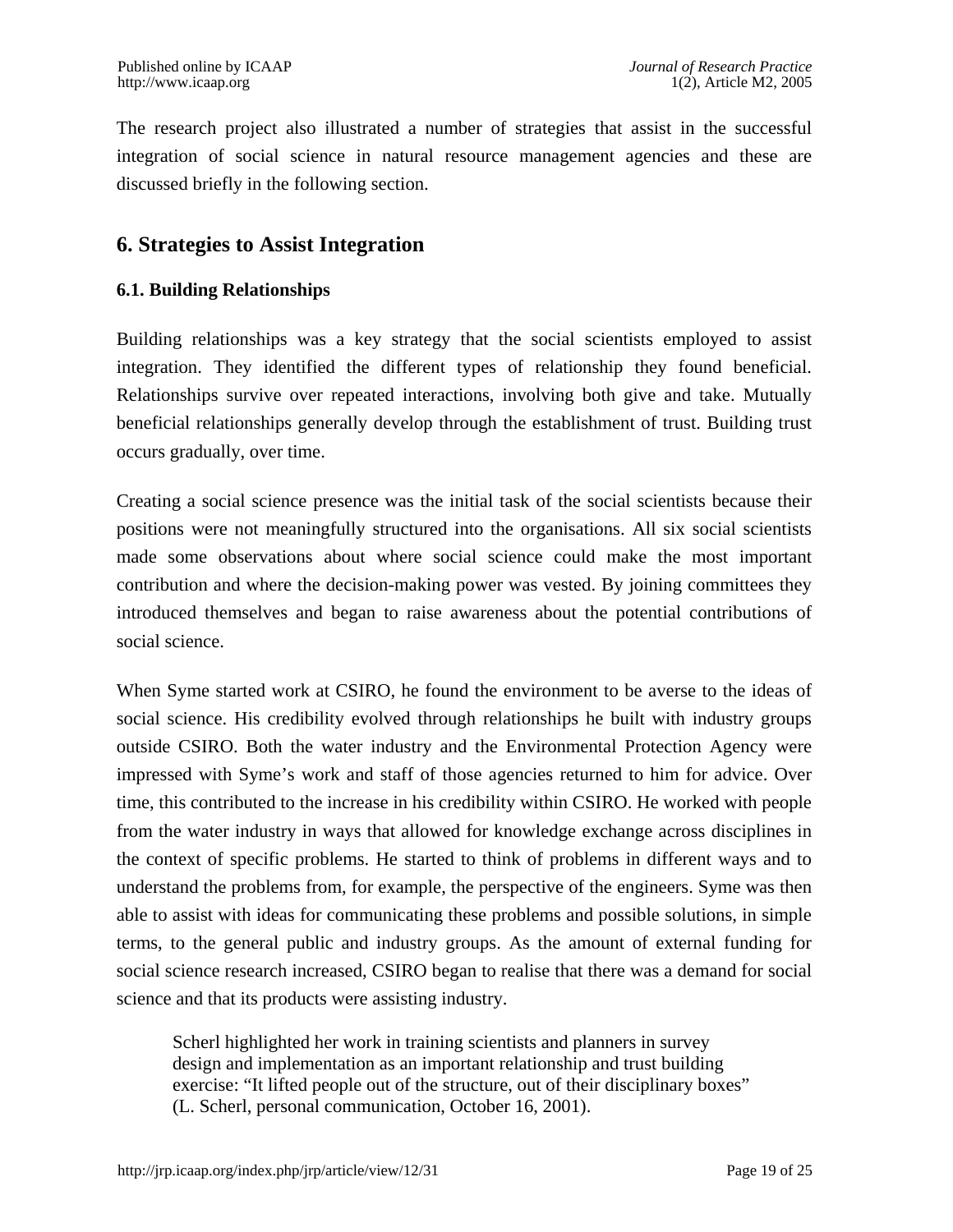The research project also illustrated a number of strategies that assist in the successful integration of social science in natural resource management agencies and these are discussed briefly in the following section.

## 6. Strategies to Assist Integration

### 6.1. Building Relationships

Building relationships was a key strategy that the social scientists employed to assist integration. They identified the different types of relationship they found beneficial. Relationships survive over repeated interactions, involving both give and take. Mutually beneficial relationships generally develop through the establishment of trust. Building trust occurs gradually, over time.

Creating a social science presence was the initial task of the social scientists because their positions were not meaningfully structured into the organisations. All six social scientists made some observations about where social science could make the most important contribution and where the decision-making power was vested. By joining committees they introduced themselves and began to raise awareness about the potential contributions of social science.

When Syme started work at CSIRO, he found the environment to be averse to the ideas of social science. His credibility evolved through relationships he built with industry groups outside CSIRO. Both the water industry and the Environmental Protection Agency were impressed with Syme's work and staff of those agencies returned to him for advice. Over time, this contributed to the increase in his credibility within CSIRO. He worked with people from the water industry in ways that allowed for knowledge exchange across disciplines in the context of specific problems. He started to think of problems in different ways and to understand the problems from, for example, the perspective of the engineers. Syme was then able to assist with ideas for communicating these problems and possible solutions, in simple terms, to the general public and industry groups. As the amount of external funding for social science research increased, CSIRO began to realise that there was a demand for social science and that its products were assisting industry.

> Scherl highlighted her work in training scientists and planners in survey design and implementation as an important relationship and trust building exercise: "It lifted people out of the structure, out of their disciplinary boxes" (L. Scherl, personal communication, October 16, 2001).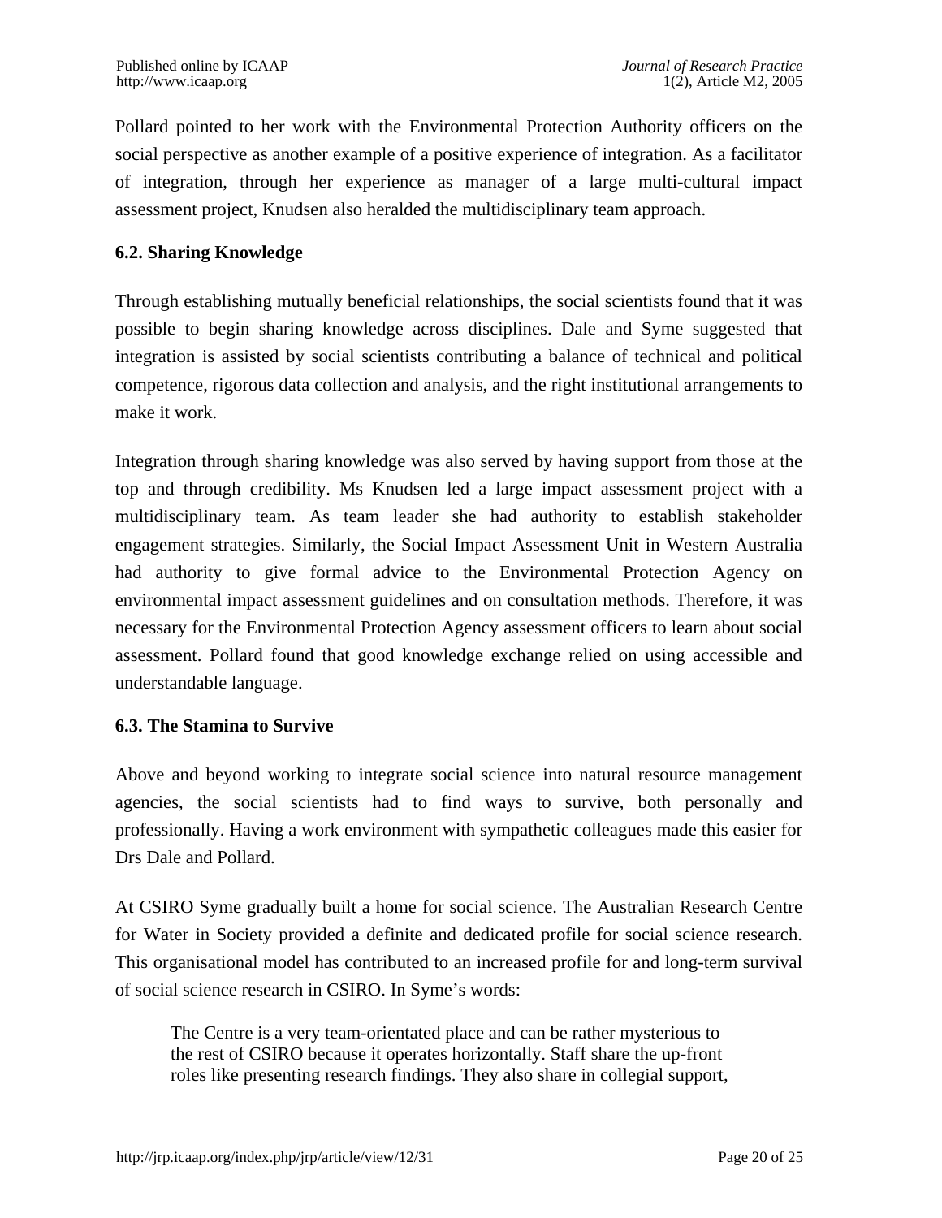Pollard pointed to her work with the Environmental Protection Authority officers on the social perspective as another example of a positive experience of integration. As a facilitator of integration, through her experience as manager of a large multi-cultural impact assessment project, Knudsen also heralded the multidisciplinary team approach.

### 6.2. Sharing Knowledge

Through establishing mutually beneficial relationships, the social scientists found that it was possible to begin sharing knowledge across disciplines. Dale and Syme suggested that integration is assisted by social scientists contributing a balance of technical and political competence, rigorous data collection and analysis, and the right institutional arrangements to make it work.

Integration through sharing knowledge was also served by having support from those at the top and through credibility. Ms Knudsen led a large impact assessment project with a multidisciplinary team. As team leader she had authority to establish stakeholder engagement strategies. Similarly, the Social Impact Assessment Unit in Western Australia had authority to give formal advice to the Environmental Protection Agency on environmental impact assessment guidelines and on consultation methods. Therefore, it was necessary for the Environmental Protection Agency assessment officers to learn about social assessment. Pollard found that good knowledge exchange relied on using accessible and understandable language.

### 6.3. The Stamina to Survive

Above and beyond working to integrate social science into natural resource management agencies, the social scientists had to find ways to survive, both personally and professionally. Having a work environment with sympathetic colleagues made this easier for Drs Dale and Pollard.

At CSIRO Syme gradually built a home for social science. The Australian Research Centre for Water in Society provided a definite and dedicated profile for social science research. This organisational model has contributed to an increased profile for and long-term survival of social science research in CSIRO. In Syme's words:

> The Centre is a very team-orientated place and can be rather mysterious to the rest of CSIRO because it operates horizontally. Staff share the up-front roles like presenting research findings. They also share in collegial support,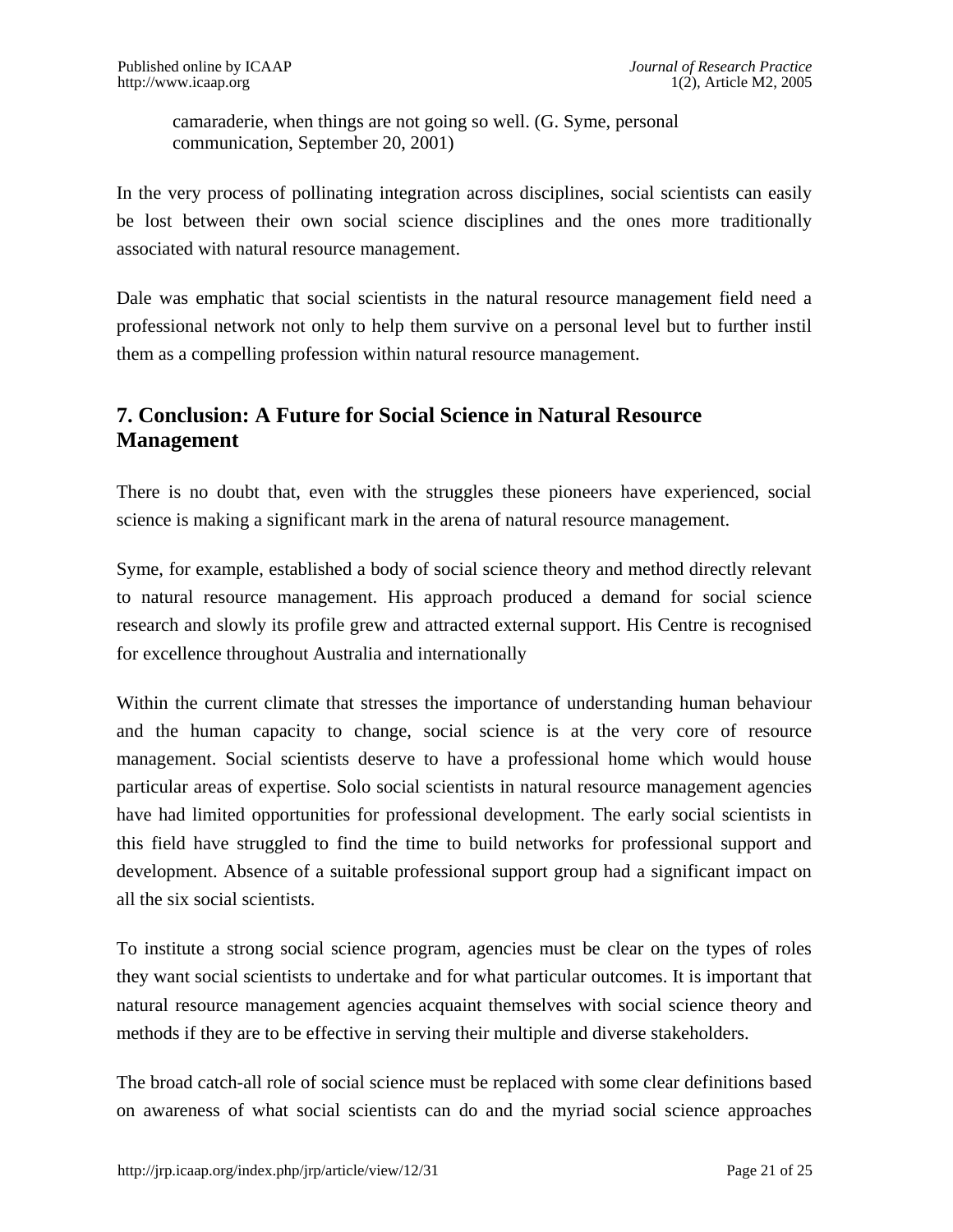camaraderie, when things are not going so well. (G. Syme, personal communication, September 20, 2001)

In the very process of pollinating integration across disciplines, social scientists can easily be lost between their own social science disciplines and the ones more traditionally associated with natural resource management.

Dale was emphatic that social scientists in the natural resource management field need a professional network not only to help them survive on a personal level but to further instil them as a compelling profession within natural resource management.

## 7. Conclusion: A Future for Social Science in Natural Resource Management

There is no doubt that, even with the struggles these pioneers have experienced, social science is making a significant mark in the arena of natural resource management.

Syme, for example, established a body of social science theory and method directly relevant to natural resource management. His approach produced a demand for social science research and slowly its profile grew and attracted external support. His Centre is recognised for excellence throughout Australia and internationally

Within the current climate that stresses the importance of understanding human behaviour and the human capacity to change, social science is at the very core of resource management. Social scientists deserve to have a professional home which would house particular areas of expertise. Solo social scientists in natural resource management agencies have had limited opportunities for professional development. The early social scientists in this field have struggled to find the time to build networks for professional support and development. Absence of a suitable professional support group had a significant impact on all the six social scientists.

To institute a strong social science program, agencies must be clear on the types of roles they want social scientists to undertake and for what particular outcomes. It is important that natural resource management agencies acquaint themselves with social science theory and methods if they are to be effective in serving their multiple and diverse stakeholders.

The broad catch-all role of social science must be replaced with some clear definitions based on awareness of what social scientists can do and the myriad social science approaches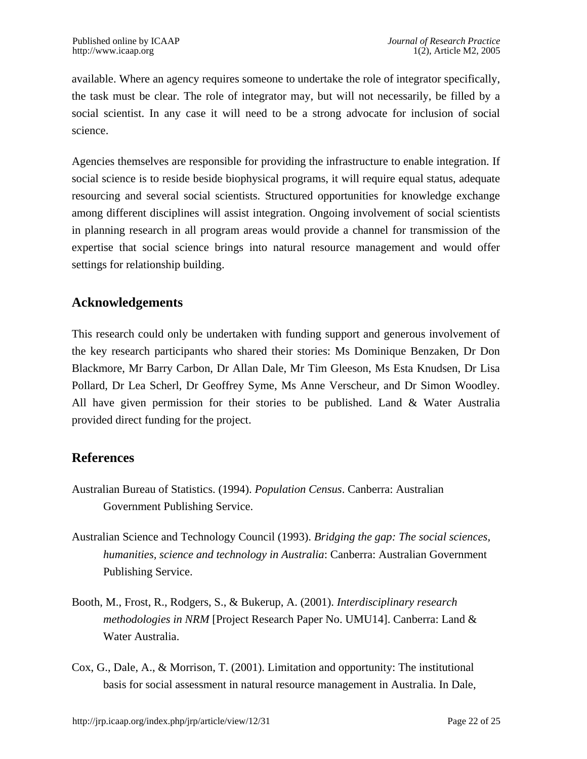available. Where an agency requires someone to undertake the role of integrator specifically, the task must be clear. The role of integrator may, but will not necessarily, be filled by a social scientist. In any case it will need to be a strong advocate for inclusion of social science.

Agencies themselves are responsible for providing the infrastructure to enable integration. If social science is to reside beside biophysical programs, it will require equal status, adequate resourcing and several social scientists. Structured opportunities for knowledge exchange among different disciplines will assist integration. Ongoing involvement of social scientists in planning research in all program areas would provide a channel for transmission of the expertise that social science brings into natural resource management and would offer settings for relationship building.

## Acknowledgements

This research could only be undertaken with funding support and generous involvement of the key research participants who shared their stories: Ms Dominique Benzaken, Dr Don Blackmore, Mr Barry Carbon, Dr Allan Dale, Mr Tim Gleeson, Ms Esta Knudsen, Dr Lisa Pollard, Dr Lea Scherl, Dr Geoffrey Syme, Ms Anne Verscheur, and Dr Simon Woodley. All have given permission for their stories to be published. Land & Water Australia provided direct funding for the project.

## References

Australian Bureau of Statistics. (1994). *Population Census*. Canberra: Australian Government Publishing Service.

Australian Science and Technology Council (1993). *Bridging the gap: The social sciences, humanities, science and technology in Australia*: Canberra: Australian Government Publishing Service.

Booth, M., Frost, R., Rodgers, S., & Bukerup, A. (2001). *Interdisciplinary research methodologies in NRM* [Project Research Paper No. UMU14]. Canberra: Land & Water Australia.

Cox, G., Dale, A., & Morrison, T. (2001). Limitation and opportunity: The institutional basis for social assessment in natural resource management in Australia. In Dale,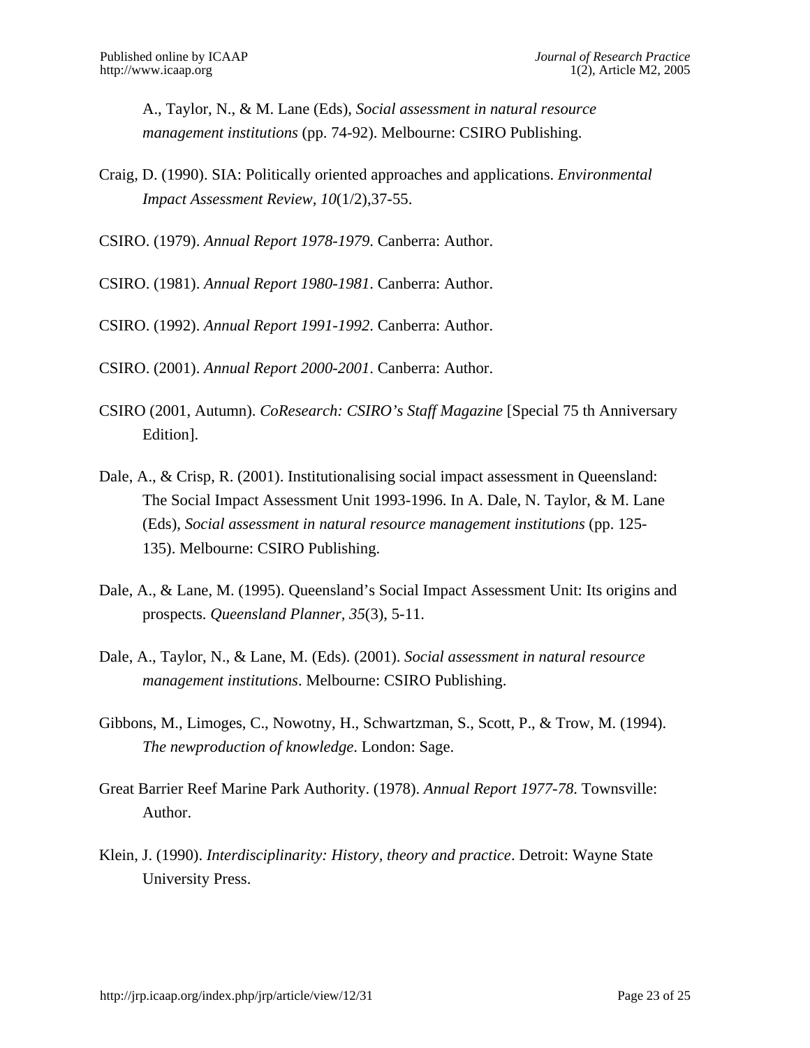A., Taylor, N., & M. Lane (Eds), *Social assessment in natural resource management institutions* (pp. 74-92). Melbourne: CSIRO Publishing.

Craig, D. (1990). SIA: Politically oriented approaches and applications. *Environmental Impact Assessment Review*, *10*(1/2),37-55.

CSIRO. (1979). *Annual Report 1978-1979*. Canberra: Author.

CSIRO. (1981). *Annual Report 1980-1981*. Canberra: Author.

CSIRO. (1992). *Annual Report 1991-1992*. Canberra: Author.

CSIRO. (2001). *Annual Report 2000-2001*. Canberra: Author.

CSIRO (2001, Autumn). *CoResearch: CSIRO's Staff Magazine* [Special 75 th Anniversary Edition].

Dale, A., & Crisp, R. (2001). Institutionalising social impact assessment in Queensland: The Social Impact Assessment Unit 1993-1996. In A. Dale, N. Taylor, & M. Lane (Eds), *Social assessment in natural resource management institutions* (pp. 125-135). Melbourne: CSIRO Publishing.

Dale, A., & Lane, M. (1995). Queensland's Social Impact Assessment Unit: Its origins and prospects. *Queensland Planner, 35*(3), 5-11.

Dale, A., Taylor, N., & Lane, M. (Eds). (2001). *Social assessment in natural resource management institutions*. Melbourne: CSIRO Publishing.

Gibbons, M., Limoges, C., Nowotny, H., Schwartzman, S., Scott, P., & Trow, M. (1994). *The newproduction of knowledge*. London: Sage.

Great Barrier Reef Marine Park Authority. (1978). *Annual Report 1977-78*. Townsville: Author.

Klein, J. (1990). *Interdisciplinarity: History, theory and practice*. Detroit: Wayne State University Press.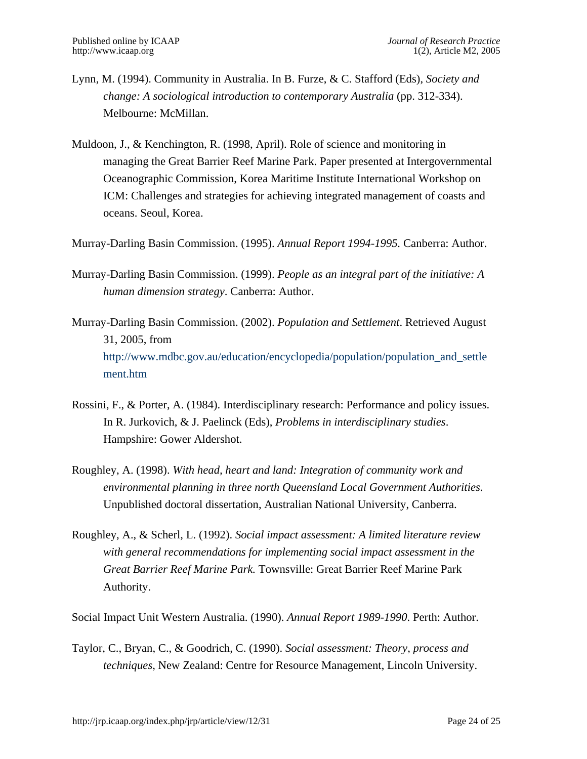Lynn, M. (1994). Community in Australia. In B. Furze, & C. Stafford (Eds), *Society and change: A sociological introduction to contemporary Australia* (pp. 312-334). Melbourne: McMillan.

Muldoon, J., & Kenchington, R. (1998, April). Role of science and monitoring in managing the Great Barrier Reef Marine Park. Paper presented at Intergovernmental Oceanographic Commission, Korea Maritime Institute International Workshop on ICM: Challenges and strategies for achieving integrated management of coasts and oceans. Seoul, Korea.

Murray-Darling Basin Commission. (1995). *Annual Report 1994-1995.* Canberra: Author.

Murray-Darling Basin Commission. (1999). *People as an integral part of the initiative: A human dimension strategy*. Canberra: Author.

Murray-Darling Basin Commission. (2002). *Population and Settlement*. Retrieved August 31, 2005, from http://www.mdbc.gov.au/education/encyclopedia/population/population_and_settlement.htm

Rossini, F., & Porter, A. (1984). Interdisciplinary research: Performance and policy issues. In R. Jurkovich, & J. Paelinck (Eds), *Problems in interdisciplinary studies*. Hampshire: Gower Aldershot.

Roughley, A. (1998). *With head, heart and land: Integration of community work and environmental planning in three north Queensland Local Government Authorities*. Unpublished doctoral dissertation, Australian National University, Canberra.

Roughley, A., & Scherl, L. (1992). *Social impact assessment: A limited literature review with general recommendations for implementing social impact assessment in the Great Barrier Reef Marine Park.* Townsville: Great Barrier Reef Marine Park Authority.

Social Impact Unit Western Australia. (1990). *Annual Report 1989-1990*. Perth: Author.

Taylor, C., Bryan, C., & Goodrich, C. (1990). *Social assessment: Theory, process and techniques*, New Zealand: Centre for Resource Management, Lincoln University.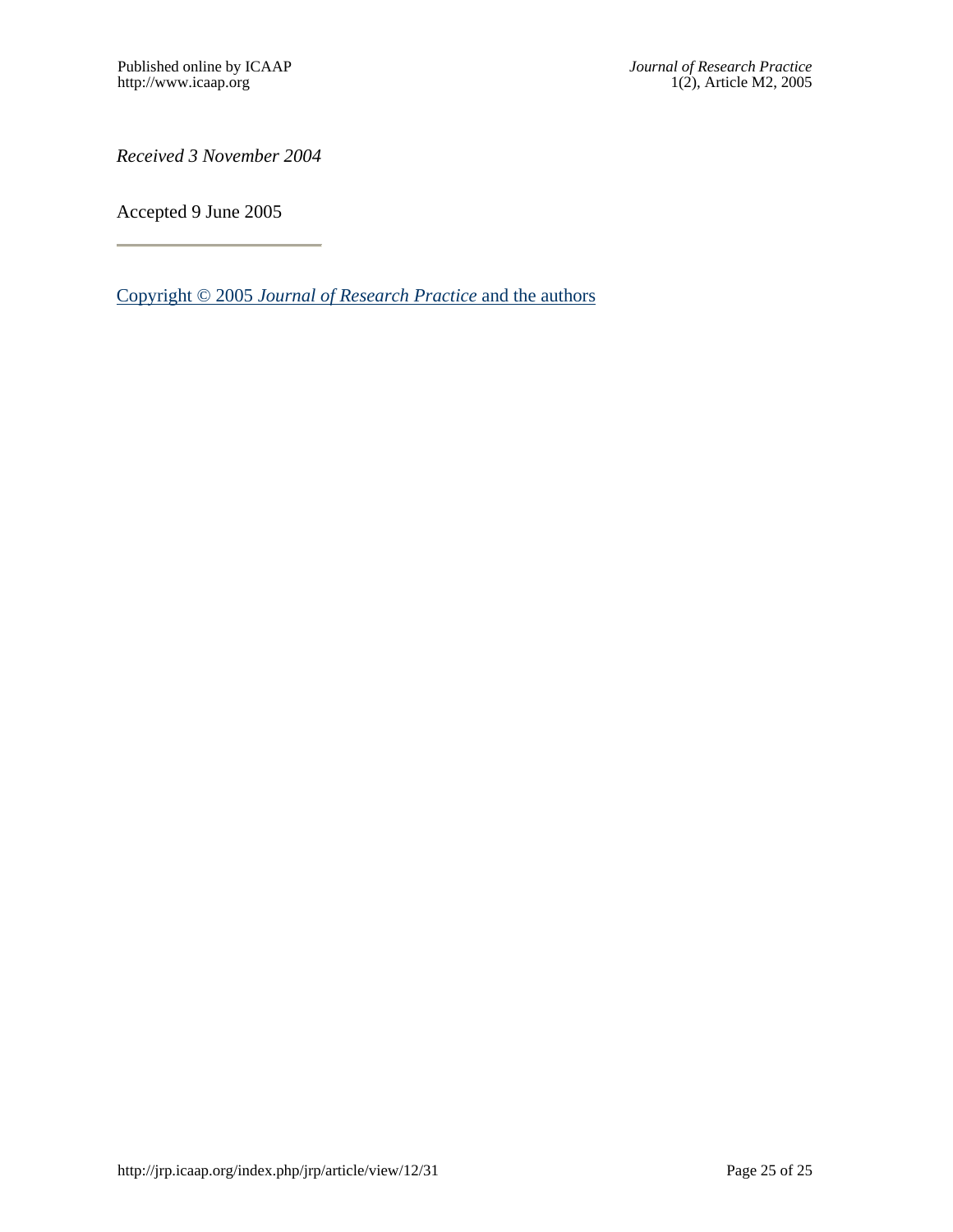*Received 3 November 2004*

Accepted 9 June 2005

---

Copyright © 2005 *Journal of Research Practice* and the authors